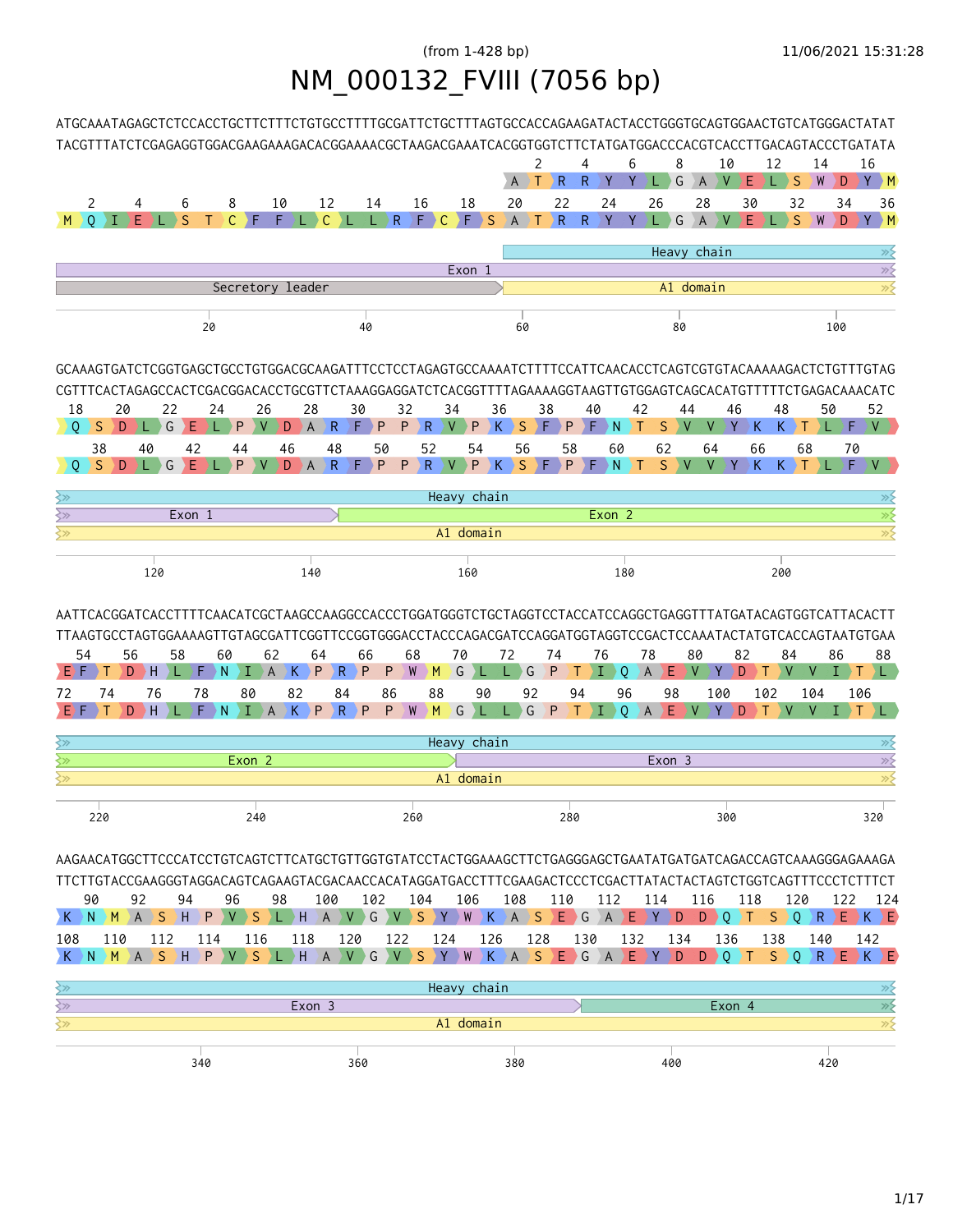(from 1-428 bp)

# NM_000132_FVIII (7056 bp)

```
ATGCAAATAGAGCTCTCCACCTGCTTCTTTCTGTGCCTTTTGCGATTCTGCTTTAGTGCCACCAGAAGATACTACCTGGGTGCAGTGGAACTGTCATGGGACTATAT
TACGTTTATCTCGAGAGGTGGACGAAGAAAGACACGGAAAACGCTAAGACGAAATCACGGTGGTCTTCTATGATGGACCCACGTCACCTTGACAGTACCCTGATATA
                                                          2    4    6    8   10   12   14   16
                                                         A  T  R  R  Y  Y  L  G  A  V  E  L  S  W  D  Y  M
 2    4    6    8   10   12   14   16   18   20   22   24   26   28   30   32   34   36
M  Q  I  E  L  S  T  C  F  F  L  C  L  L  R  F  C  F  S  A  T  R  R  Y  Y  L  G  A  V  E  L  S  W  D  Y  M
```

Heavy chain | Exon 1 | Secretory leader | A1 domain

20 40 60 80 100

```
GCAAAGTGATCTCGGTGAGCTGCCTGTGGACGCAAGATTTCCTCCTAGAGTGCCAAAATCTTTTCCATTCAACACCTCAGTCGTGTACAAAAAGACTCTGTTTGTAG
CGTTTCACTAGAGCCACTCGACGGACACCTGCGTTCTAAAGGAGGATCTCACGGTTTTAGAAAAGGTAAGTTGTGGAGTCAGCACATGTTTTTCTGAGACAAACATC
 18   20   22   24   26   28   30   32   34   36   38   40   42   44   46   48   50   52
Q  S  D  L  G  E  L  P  V  D  A  R  F  P  P  R  V  P  K  S  F  P  F  N  T  S  V  V  Y  K  K  T  L  F  V
 38   40   42   44   46   48   50   52   54   56   58   60   62   64   66   68   70
Q  S  D  L  G  E  L  P  V  D  A  R  F  P  P  R  V  P  K  S  F  P  F  N  T  S  V  V  Y  K  K  T  L  F  V
```

Heavy chain | Exon 1 | Exon 2 | A1 domain

120 140 160 180 200

```
AATTCACGGATCACCTTTTCAACATCGCTAAGCCAAGGCCACCCTGGATGGGTCTGCTAGGTCCTACCATCCAGGCTGAGGTTTATGATACAGTGGTCATTACACTT
TTAAGTGCCTAGTGGAAAAGTTGTAGCGATTCGGTTCCGGTGGGACCTACCCAGACGATCCAGGATGGTAGGTCCGACTCCAAATACTATGTCACCAGTAATGTGAA
 54   56   58   60   62   64   66   68   70   72   74   76   78   80   82   84   86   88
E  F  T  D  H  L  F  N  I  A  K  P  R  P  P  W  M  G  L  L  G  P  T  I  Q  A  E  V  Y  D  T  V  V  I  T  L
72   74   76   78   80   82   84   86   88   90   92   94   96   98  100  102  104  106
E  F  T  D  H  L  F  N  I  A  K  P  R  P  P  W  M  G  L  L  G  P  T  I  Q  A  E  V  Y  D  T  V  V  I  T  L
```

Heavy chain | Exon 2 | Exon 3 | A1 domain

220 240 260 280 300 320

```
AAGAACATGGCTTCCCATCCTGTCAGTCTTCATGCTGTTGGTGTATCCTACTGGAAAGCTTCTGAGGGAGCTGAATATGATGATCAGACCAGTCAAAGGGAGAAAGA
TTCTTGTACCGAAGGGTAGGACAGTCAGAAGTACGACAACCACATAGGATGACCTTTCGAAGACTCCCTCGACTTATACTACTAGTCTGGTCAGTTTCCCTCTTTCT
 90   92   94   96   98  100  102  104  106  108  110  112  114  116  118  120  122  124
K  N  M  A  S  H  P  V  S  L  H  A  V  G  V  S  Y  W  K  A  S  E  G  A  E  Y  D  D  Q  T  S  Q  R  E  K  E
108  110  112  114  116  118  120  122  124  126  128  130  132  134  136  138  140  142
K  N  M  A  S  H  P  V  S  L  H  A  V  G  V  S  Y  W  K  A  S  E  G  A  E  Y  D  D  Q  T  S  Q  R  E  K  E
```

Heavy chain | Exon 3 | Exon 4 | A1 domain

340 360 380 400 420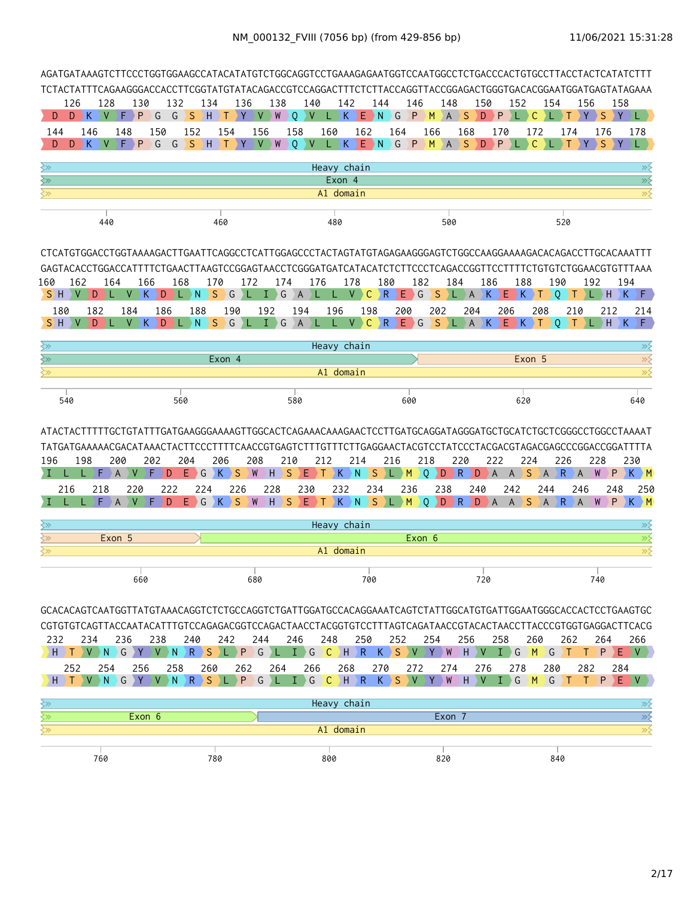NM_000132_FVIII (7056 bp) (from 429-856 bp)

```
AGATGATAAAGTCTTCCCTGGTGGAAGCCATACATATGTCTGGCAGGTCCTGAAAGAGAATGGTCCAATGGCCTCTGACCCACTGTGCCTTACCTACTCATATCTTT
TCTACTATTTCAGAAGGGACCACCTTCGGTATGTATACAGACCGTCCAGGACTTTCTCTTACCAGGTTACCGGAGACTGGGTGACACGGAATGGATGAGTATAGAAA
    126   128   130   132   134   136   138   140   142   144   146   148   150   152   154   156   158
 D  D  K  V  F  P  G  G  S  H  T  Y  V  W  Q  V  L  K  E  N  G  P  M  A  S  D  P  L  C  L  T  Y  S  Y  L
 144   146   148   150   152   154   156   158   160   162   164   166   168   170   172   174   176   178
 D  D  K  V  F  P  G  G  S  H  T  Y  V  W  Q  V  L  K  E  N  G  P  M  A  S  D  P  L  C  L  T  Y  S  Y  L
Heavy chain
Exon 4
A1 domain
        440                 460                 480                 500                 520

CTCATGTGGACCTGGTAAAAGACTTGAATTCAGGCCTCATTGGAGCCCTACTAGTATGTAGAGAAGGGAGTCTGGCCAAGGAAAAGACACAGACCTTGCACAAATTT
GAGTACACCTGGACCATTTTCTGAACTTAAGTCCGGAGTAACCTCGGGATGATCATACATCTCTTCCCTCAGACCGGTTCCTTTTCTGTGTCTGGAACGTGTTTAAA
160   162   164   166   168   170   172   174   176   178   180   182   184   186   188   190   192   194
 S  H  V  D  L  V  K  D  L  N  S  G  L  I  G  A  L  L  V  C  R  E  G  S  L  A  K  E  K  T  Q  T  L  H  K  F
 180   182   184   186   188   190   192   194   196   198   200   202   204   206   208   210   212   214
 S  H  V  D  L  V  K  D  L  N  S  G  L  I  G  A  L  L  V  C  R  E  G  S  L  A  K  E  K  T  Q  T  L  H  K  F
Heavy chain
Exon 4 | Exon 5
A1 domain
   540                 560                 580                 600                 620                 640

ATACTACTTTTTGCTGTATTTGATGAAGGGAAAAGTTGGCACTCAGAAACAAAGAACTCCTTGATGCAGGATAGGGATGCTGCATCTGCTCGGGCCTGGCCTAAAAT
TATGATGAAAAACGACATAAACTACTTCCCTTTTCAACCGTGAGTCTTTGTTTCTTGAGGAACTACGTCCTATCCCTACGACGTAGACGAGCCCGGACCGGATTTTA
196   198   200   202   204   206   208   210   212   214   216   218   220   222   224   226   228   230
 I  L  L  F  A  V  F  D  E  G  K  S  W  H  S  E  T  K  N  S  L  M  Q  D  R  D  A  A  S  A  R  A  W  P  K  M
 216   218   220   222   224   226   228   230   232   234   236   238   240   242   244   246   248   250
 I  L  L  F  A  V  F  D  E  G  K  S  W  H  S  E  T  K  N  S  L  M  Q  D  R  D  A  A  S  A  R  A  W  P  K  M
Heavy chain
Exon 5 | Exon 6
A1 domain
            660                 680                 700                 720                 740

GCACACAGTCAATGGTTATGTAAACAGGTCTCTGCCAGGTCTGATTGGATGCCACAGGAAATCAGTCTATTGGCATGTGATTGGAATGGGCACCACTCCTGAAGTGC
CGTGTGTCAGTTACCAATACATTTGTCCAGAGACGGTCCAGACTAACCTACGGTGTCCTTTAGTCAGATAACCGTACACTAACCTTACCCGTGGTGAGGACTTCACG
232   234   236   238   240   242   244   246   248   250   252   254   256   258   260   262   264   266
 H  T  V  N  G  Y  V  N  R  S  L  P  G  L  I  G  C  H  R  K  S  V  Y  W  H  V  I  G  M  G  T  T  P  E  V
 252   254   256   258   260   262   264   266   268   270   272   274   276   278   280   282   284
 H  T  V  N  G  Y  V  N  R  S  L  P  G  L  I  G  C  H  R  K  S  V  Y  W  H  V  I  G  M  G  T  T  P  E  V
Heavy chain
Exon 6 | Exon 7
A1 domain
      760                 780                 800                 820                 840
```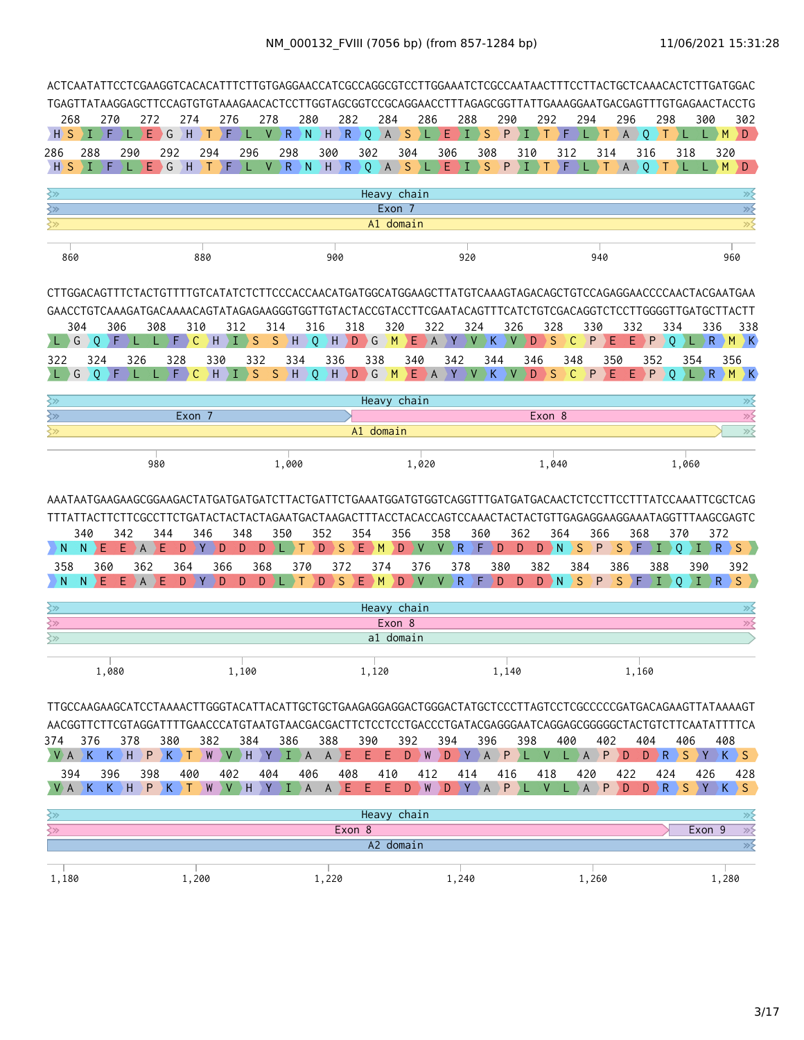NM_000132_FVIII (7056 bp) (from 857-1284 bp)

11/06/2021 15:31:28

```
ACTCAATATTCCTCGAAGGTCACACATTTCTTGTGAGGAACCATCGCCAGGCGTCCTTGGAAATCTCGCCAATAACTTTCCTTACTGCTCAAACACTCTTGATGGAC
TGAGTTATAAGGAGCTTCCAGTGTGTAAAGAACACTCCTTGGTAGCGGTCCGCAGGAACCTTTAGAGCGGTTATTGAAAGGAATGACGAGTTTGTGAGAACTACCTG
 268   270   272   274   276   278   280   282   284   286   288   290   292   294   296   298   300   302
 H  S  I  F  L  E  G  H  T  F  L  V  R  N  H  R  Q  A  S  L  E  I  S  P  I  T  F  L  T  A  Q  T  L  L  M  D
286   288   290   292   294   296   298   300   302   304   306   308   310   312   314   316   318   320
 H  S  I  F  L  E  G  H  T  F  L  V  R  N  H  R  Q  A  S  L  E  I  S  P  I  T  F  L  T  A  Q  T  L  L  M  D

Heavy chain
Exon 7
A1 domain

860        880        900        920        940        960
```

```
CTTGGACAGTTTCTACTGTTTTGTCATATCTCTTCCCACCAACATGATGGCATGGAAGCTTATGTCAAAGTAGACAGCTGTCCAGAGGAACCCCAACTACGAATGAA
GAACCTGTCAAAGATGACAAAACAGTATAGAGAAGGGTGGTTGTACTACCGTACCTTCGAATACAGTTTCATCTGTCGACAGGTCTCCTTGGGGTTGATGCTTACTT
 304   306   308   310   312   314   316   318   320   322   324   326   328   330   332   334   336   338
 L  G  Q  F  L  L  F  C  H  I  S  S  H  Q  H  D  G  M  E  A  Y  V  K  V  D  S  C  P  E  E  P  Q  L  R  M  K
322   324   326   328   330   332   334   336   338   340   342   344   346   348   350   352   354   356
 L  G  Q  F  L  L  F  C  H  I  S  S  H  Q  H  D  G  M  E  A  Y  V  K  V  D  S  C  P  E  E  P  Q  L  R  M  K

Heavy chain
Exon 7 | Exon 8
A1 domain

980        1,000        1,020        1,040        1,060
```

```
AAATAATGAAGAAGCGGAAGACTATGATGATGATCTTACTGATTCTGAAATGGATGTGGTCAGGTTTGATGATGACAACTCTCCTTCCTTTATCCAAATTCGCTCAG
TTTATTACTTCTTCGCCTTCTGATACTACTACTAGAATGACTAAGACTTTACCTACACCAGTCCAAACTACTACTGTTGAGAGGAAGGAAATAGGTTTAAGCGAGTC
 340   342   344   346   348   350   352   354   356   358   360   362   364   366   368   370   372
 N  N  E  E  A  E  D  Y  D  D  D  L  T  D  S  E  M  D  V  V  R  F  D  D  D  N  S  P  S  F  I  Q  I  R  S
358   360   362   364   366   368   370   372   374   376   378   380   382   384   386   388   390   392
 N  N  E  E  A  E  D  Y  D  D  D  L  T  D  S  E  M  D  V  V  R  F  D  D  D  N  S  P  S  F  I  Q  I  R  S

Heavy chain
Exon 8
a1 domain

1,080        1,100        1,120        1,140        1,160
```

```
TTGCCAAGAAGCATCCTAAAACTTGGGTACATTACATTGCTGCTGAAGAGGAGGACTGGGACTATGCTCCCTTAGTCCTCGCCCCCGATGACAGAAGTTATAAAAGT
AACGGTTCTTCGTAGGATTTTGAACCCATGTAATGTAACGACGACTTCTCCTCCTGACCCTGATACGAGGGAATCAGGAGCGGGGGCTACTGTCTTCAATATTTTCA
374   376   378   380   382   384   386   388   390   392   394   396   398   400   402   404   406   408
 V  A  K  K  H  P  K  T  W  V  H  Y  I  A  A  E  E  E  D  W  D  Y  A  P  L  V  L  A  P  D  D  R  S  Y  K  S
 394   396   398   400   402   404   406   408   410   412   414   416   418   420   422   424   426   428
 V  A  K  K  H  P  K  T  W  V  H  Y  I  A  A  E  E  E  D  W  D  Y  A  P  L  V  L  A  P  D  D  R  S  Y  K  S

Heavy chain
Exon 8 | Exon 9
A2 domain

1,180        1,200        1,220        1,240        1,260        1,280
```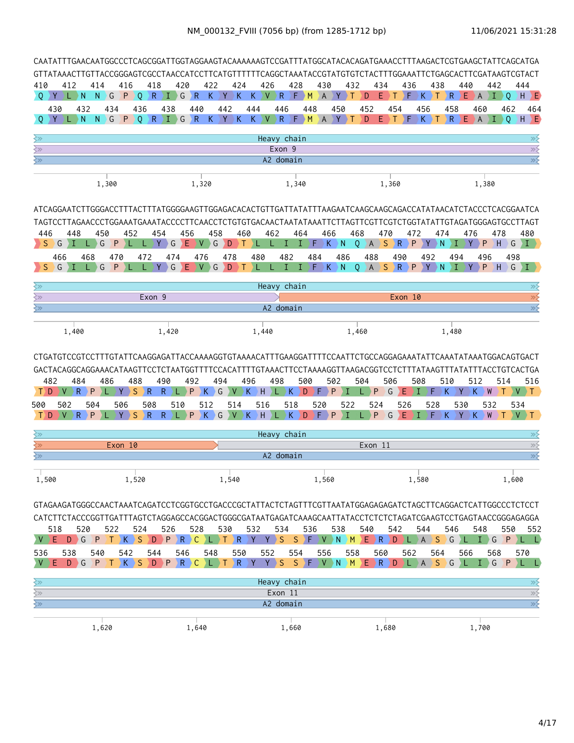NM_000132_FVIII (7056 bp) (from 1285-1712 bp)

11/06/2021 15:31:28

```
CAATATTTGAACAATGGCCCTCAGCGGATTGGTAGGAAGTACAAAAAAGTCCGATTTATGGCATACACAGATGAAACCTTTAAGACTCGTGAAGCTATTCAGCATGA
GTTATAAACTTGTTACCGGGAGTCGCCTAACCATCCTTCATGTTTTTTCAGGCTAAATACCGTATGTGTCTACTTTGGAAATTCTGAGCACTTCGATAAGTCGTACT
410  412  414  416  418  420  422  424  426  428  430  432  434  436  438  440  442  444
Q Y L N N G P Q R I G R K Y K K V R F M A Y T D E T F K T R E A I Q H E
430  432  434  436  438  440  442  444  446  448  450  452  454  456  458  460  462  464
Q Y L N N G P Q R I G R K Y K K V R F M A Y T D E T F K T R E A I Q H E

Heavy chain
Exon 9
A2 domain

1,300        1,320        1,340        1,360        1,380

ATCAGGAATCTTGGGACCTTTACTTTATGGGGAAGTTGGAGACACACTGTTGATTATATTTAAGAATCAAGCAAGCAGACCATATAACATCTACCCTCACGGAATCA
TAGTCCTTAGAACCCTGGAAATGAAATACCCCTTCAACCTCTGTGTGACAACTAATATAAATTCTTAGTTCGTTCGTCTGGTATATTGTAGATGGGAGTGCCTTAGT
446  448  450  452  454  456  458  460  462  464  466  468  470  472  474  476  478  480
S G I L G P L L Y G E V G D T L L I I F K N Q A S R P Y N I Y P H G I
466  468  470  472  474  476  478  480  482  484  486  488  490  492  494  496  498
S G I L G P L L Y G E V G D T L L I I F K N Q A S R P Y N I Y P H G I

Heavy chain
Exon 9                          Exon 10
A2 domain

1,400        1,420        1,440        1,460        1,480

CTGATGTCCGTCCTTTGTATTCAAGGAGATTACCAAAAGGTGTAAAACATTTGAAGGATTTTCCAATTCTGCCAGGAGAAATATTCAAATATAAATGGACAGTGACT
GACTACAGGCAGGAAACATAAGTTCCTCTAATGGTTTTCCACATTTTGTAAACTTCCTAAAAGGTTAAGACGGTCCTCTTTATAAGTTTATATTTACCTGTCACTGA
482  484  486  488  490  492  494  496  498  500  502  504  506  508  510  512  514  516
T D V R P L Y S R R L P K G V K H L K D F P I L P G E I F K Y K W T V T
500  502  504  506  508  510  512  514  516  518  520  522  524  526  528  530  532  534
T D V R P L Y S R R L P K G V K H L K D F P I L P G E I F K Y K W T V T

Heavy chain
Exon 10                         Exon 11
A2 domain

1,500        1,520        1,540        1,560        1,580        1,600

GTAGAAGATGGGCCAACTAAATCAGATCCTCGGTGCCTGACCCGCTATTACTCTAGTTTCGTTAATATGGAGAGAGATCTAGCTTCAGGACTCATTGGCCCTCTCCT
CATCTTCTACCCGGTTGATTTAGTCTAGGAGCCACGGACTGGGCGATAATGAGATCAAAGCAATTATACCTCTCTCTAGATCGAAGTCCTGAGTAACCGGGAGAGGA
518  520  522  524  526  528  530  532  534  536  538  540  542  544  546  548  550  552
V E D G P T K S D P R C L T R Y Y S S F V N M E R D L A S G L I G P L L
536  538  540  542  544  546  548  550  552  554  556  558  560  562  564  566  568  570
V E D G P T K S D P R C L T R Y Y S S F V N M E R D L A S G L I G P L L

Heavy chain
Exon 11
A2 domain

1,620        1,640        1,660        1,680        1,700
```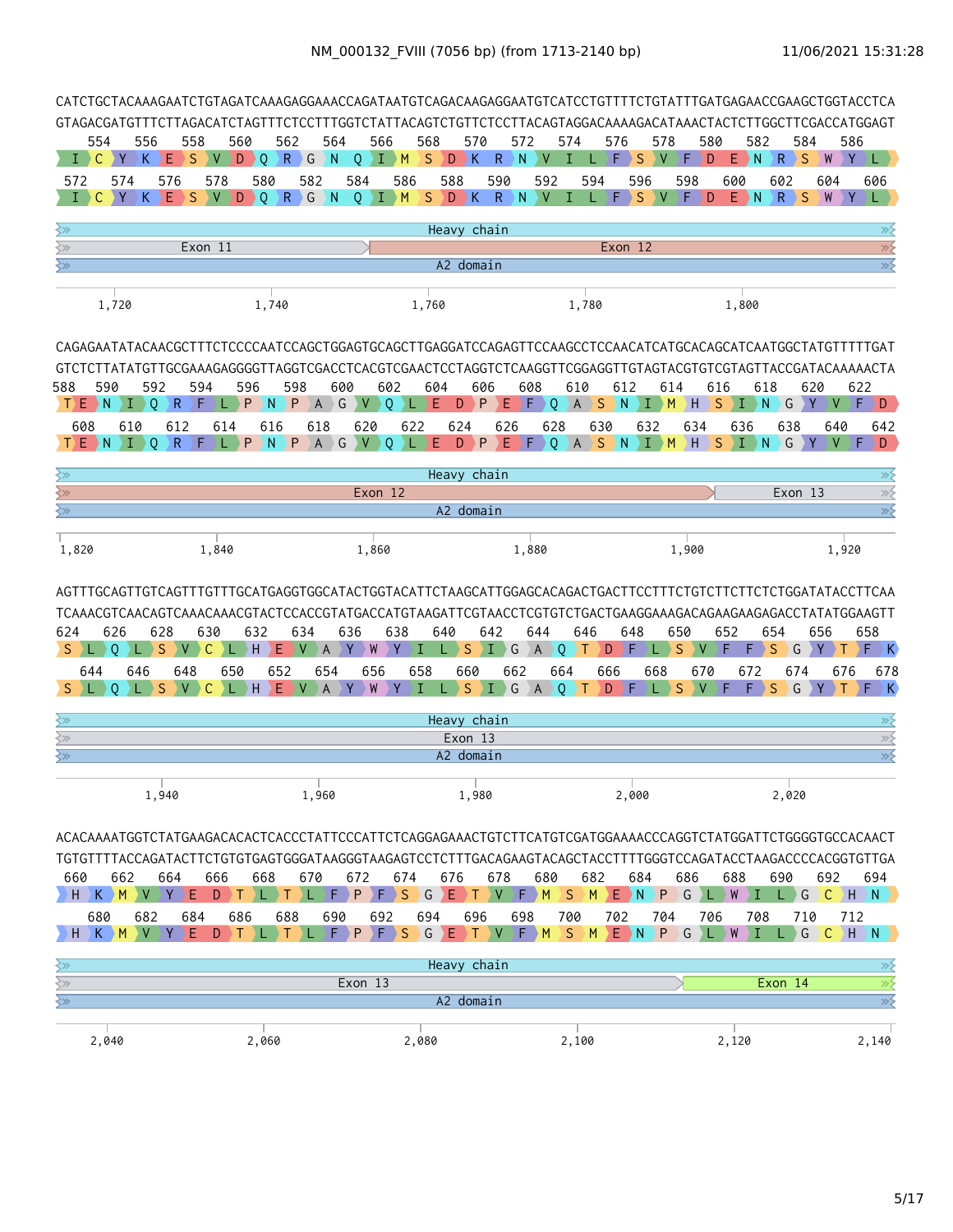NM_000132_FVIII (7056 bp) (from 1713-2140 bp)

11/06/2021 15:31:28

```
CATCTGCTACAAAGAATCTGTAGATCAAAGAGGAAACCAGATAATGTCAGACAAGAGGAATGTCATCCTGTTTTCTGTATTTGATGAGAACCGAAGCTGGTACCTCA
GTAGACGATGTTTCTTAGACATCTAGTTTCTCCTTTGGTCTATTACAGTCTGTTCTCCTTACAGTAGGACAAAAGACATAAACTACTCTTGGCTTCGACCATGGAGT
  554   556   558   560   562   564   566   568   570   572   574   576   578   580   582   584   586
 I  C  Y  K  E  S  V  D  Q  R  G  N  Q  I  M  S  D  K  R  N  V  I  L  F  S  V  F  D  E  N  R  S  W  Y  L
  572   574   576   578   580   582   584   586   588   590   592   594   596   598   600   602   604   606
 I  C  Y  K  E  S  V  D  Q  R  G  N  Q  I  M  S  D  K  R  N  V  I  L  F  S  V  F  D  E  N  R  S  W  Y  L

Heavy chain
Exon 11 | Exon 12
A2 domain

1,720      1,740      1,760      1,780      1,800
```

```
CAGAGAATATACAACGCTTTCTCCCCAATCCAGCTGGAGTGCAGCTTGAGGATCCAGAGTTCCAAGCCTCCAACATCATGCACAGCATCAATGGCTATGTTTTTGAT
GTCTCTTATATGTTGCGAAAGAGGGGTTAGGTCGACCTCACGTCGAACTCCTAGGTCTCAAGGTTCGGAGGTTGTAGTACGTGTCGTAGTTACCGATACAAAAACTA
588   590   592   594   596   598   600   602   604   606   608   610   612   614   616   618   620   622
 T  E  N  I  Q  R  F  L  P  N  P  A  G  V  Q  L  E  D  P  E  F  Q  A  S  N  I  M  H  S  I  N  G  Y  V  F  D
  608   610   612   614   616   618   620   622   624   626   628   630   632   634   636   638   640   642
 T  E  N  I  Q  R  F  L  P  N  P  A  G  V  Q  L  E  D  P  E  F  Q  A  S  N  I  M  H  S  I  N  G  Y  V  F  D

Heavy chain
Exon 12 | Exon 13
A2 domain

1,820      1,840      1,860      1,880      1,900      1,920
```

```
AGTTTGCAGTTGTCAGTTTGTTTGCATGAGGTGGCATACTGGTACATTCTAAGCATTGGAGCACAGACTGACTTCCTTTCTGTCTTCTTCTCTGGATATACCTTCAA
TCAAACGTCAACAGTCAAACAAACGTACTCCACCGTATGACCATGTAAGATTCGTAACCTCGTGTCTGACTGAAGGAAAGACAGAAGAAGAGACCTATATGGAAGTT
624   626   628   630   632   634   636   638   640   642   644   646   648   650   652   654   656   658
 S  L  Q  L  S  V  C  L  H  E  V  A  Y  W  Y  I  L  S  I  G  A  Q  T  D  F  L  S  V  F  F  S  G  Y  T  F  K
   644   646   648   650   652   654   656   658   660   662   664   666   668   670   672   674   676   678
 S  L  Q  L  S  V  C  L  H  E  V  A  Y  W  Y  I  L  S  I  G  A  Q  T  D  F  L  S  V  F  F  S  G  Y  T  F  K

Heavy chain
Exon 13
A2 domain

1,940      1,960      1,980      2,000      2,020
```

```
ACACAAAATGGTCTATGAAGACACACTCACCCTATTCCCATTCTCAGGAGAAACTGTCTTCATGTCGATGGAAAACCCAGGTCTATGGATTCTGGGGTGCCACAACT
TGTGTTTTACCAGATACTTCTGTGTGAGTGGGATAAGGGTAAGAGTCCTCTTTGACAGAAGTACAGCTACCTTTTGGGTCCAGATACCTAAGACCCCACGGTGTTGA
660   662   664   666   668   670   672   674   676   678   680   682   684   686   688   690   692   694
 H  K  M  V  Y  E  D  T  L  T  L  F  P  F  S  G  E  T  V  F  M  S  M  E  N  P  G  L  W  I  L  G  C  H  N
   680   682   684   686   688   690   692   694   696   698   700   702   704   706   708   710   712
 H  K  M  V  Y  E  D  T  L  T  L  F  P  F  S  G  E  T  V  F  M  S  M  E  N  P  G  L  W  I  L  G  C  H  N

Heavy chain
Exon 13 | Exon 14
A2 domain

2,040      2,060      2,080      2,100      2,120      2,140
```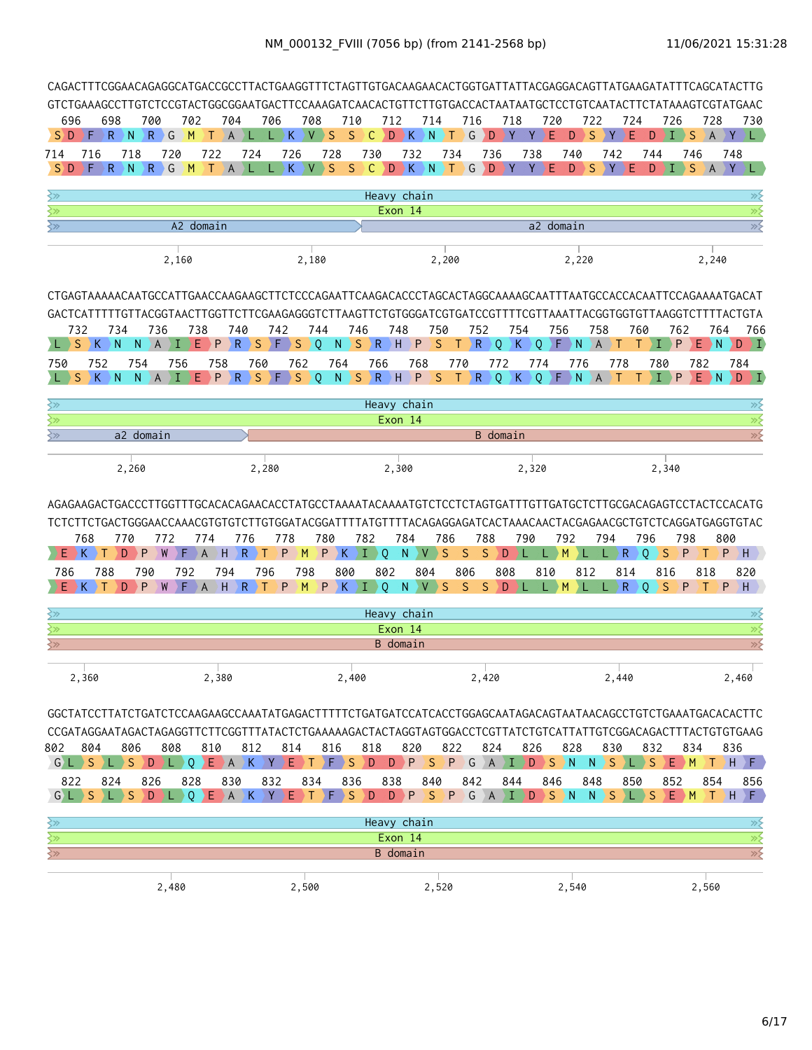NM_000132_FVIII (7056 bp) (from 2141-2568 bp)

```
CAGACTTTCGGAACAGAGGCATGACCGCCTTACTGAAGGTTTCTAGTTGTGACAAGAACACTGGTGATTATTACGAGGACAGTTATGAAGATATTTCAGCATACTTG
GTCTGAAAGCCTTGTCTCCGTACTGGCGGAATGACTTCCAAAGATCAACACTGTTCTTGTGACCACTAATAATGCTCCTGTCAATACTTCTATAAAGTCGTATGAAC
 696  698  700  702  704  706  708  710  712  714  716  718  720  722  724  726  728  730
 S D F R N R G M T A L L K V S S C D K N T G D Y Y E D S Y E D I S A Y L
714  716  718  720  722  724  726  728  730  732  734  736  738  740  742  744  746  748
 S D F R N R G M T A L L K V S S C D K N T G D Y Y E D S Y E D I S A Y L

Heavy chain
Exon 14
A2 domain | a2 domain

2,160    2,180    2,200    2,220    2,240
```

```
CTGAGTAAAAACAATGCCATTGAACCAAGAAGCTTCTCCCAGAATTCAAGACACCCTAGCACTAGGCAAAAGCAATTTAATGCCACCACAATTCCAGAAAATGACAT
GACTCATTTTTGTTACGGTAACTTGGTTCTTCGAAGAGGGTCTTAAGTTCTGTGGGATCGTGATCCGTTTTCGTTAAATTACGGTGGTGTTAAGGTCTTTTACTGTA
 732  734  736  738  740  742  744  746  748  750  752  754  756  758  760  762  764  766
 L S K N N A I E P R S F S Q N S R H P S T R Q K Q F N A T T I P E N D I
750  752  754  756  758  760  762  764  766  768  770  772  774  776  778  780  782  784
 L S K N N A I E P R S F S Q N S R H P S T R Q K Q F N A T T I P E N D I

Heavy chain
Exon 14
a2 domain | B domain

2,260    2,280    2,300    2,320    2,340
```

```
AGAGAAGACTGACCCTTGGTTTGCACACAGAACACCTATGCCTAAAATACAAAATGTCTCCTCTAGTGATTTGTTGATGCTCTTGCGACAGAGTCCTACTCCACATG
TCTCTTCTGACTGGGAACCAAACGTGTGTCTTGTGGATACGGATTTTATGTTTTACAGAGGAGATCACTAAACAACTACGAGAACGCTGTCTCAGGATGAGGTGTAC
 768  770  772  774  776  778  780  782  784  786  788  790  792  794  796  798  800
 E K T D P W F A H R T P M P K I Q N V S S S D L L M L L R Q S P T P H
786  788  790  792  794  796  798  800  802  804  806  808  810  812  814  816  818  820
 E K T D P W F A H R T P M P K I Q N V S S S D L L M L L R Q S P T P H

Heavy chain
Exon 14
B domain

2,360    2,380    2,400    2,420    2,440    2,460
```

```
GGCTATCCTTATCTGATCTCCAAGAAGCCAAATATGAGACTTTTTCTGATGATCCATCACCTGGAGCAATAGACAGTAATAACAGCCTGTCTGAAATGACACACTTC
CCGATAGGAATAGACTAGAGGTTCTTCGGTTTATACTCTGAAAAAGACTACTAGGTAGTGGACCTCGTTATCTGTCATTATTGTCGGACAGACTTTACTGTGTGAAG
802  804  806  808  810  812  814  816  818  820  822  824  826  828  830  832  834  836
 G L S L S D L Q E A K Y E T F S D D P S P G A I D S N N S L S E M T H F
822  824  826  828  830  832  834  836  838  840  842  844  846  848  850  852  854  856
 G L S L S D L Q E A K Y E T F S D D P S P G A I D S N N S L S E M T H F

Heavy chain
Exon 14
B domain

2,480    2,500    2,520    2,540    2,560
```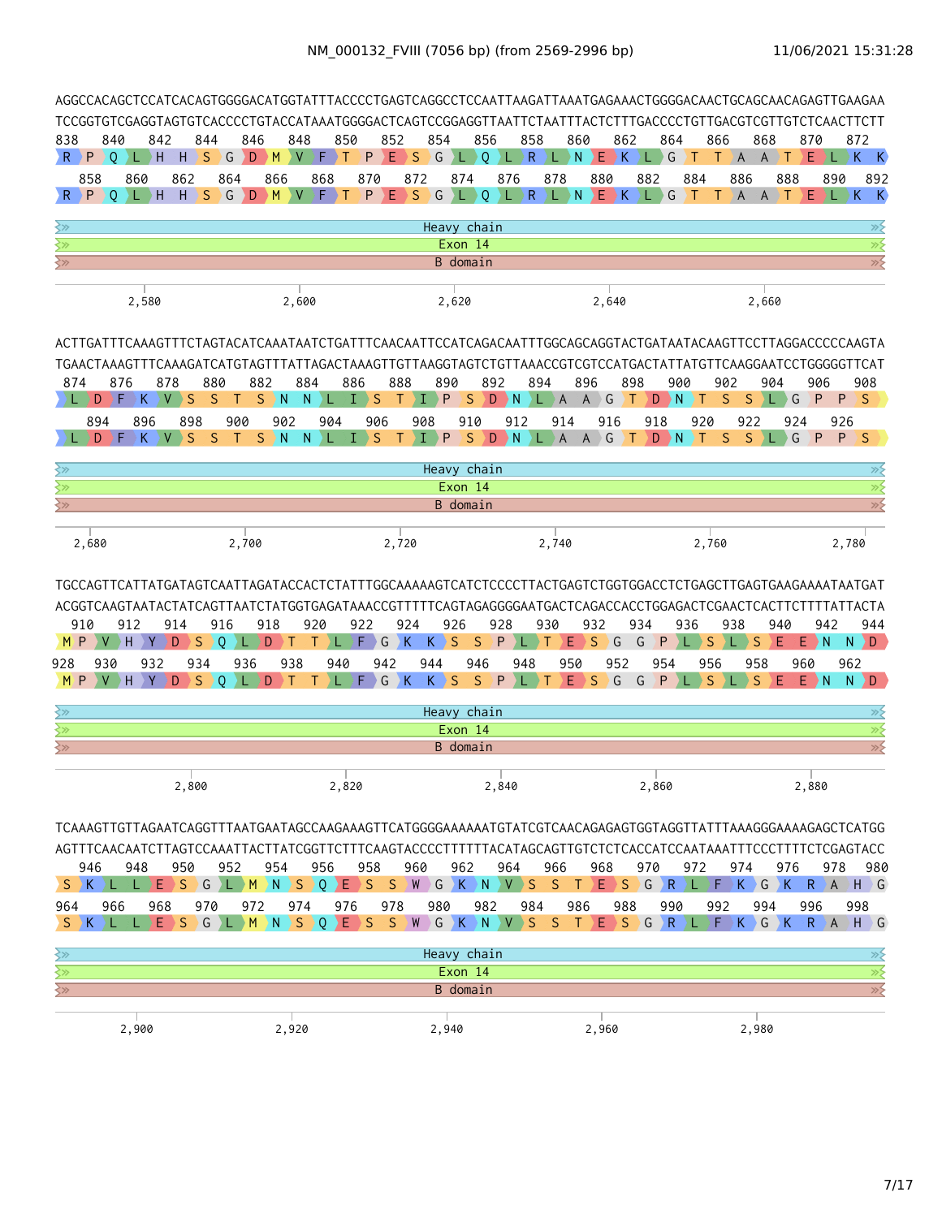NM_000132_FVIII (7056 bp) (from 2569-2996 bp)

11/06/2021 15:31:28

```
AGGCCACAGCTCCATCACAGTGGGGACATGGTATTTACCCCTGAGTCAGGCCTCCAATTAAGATTAAATGAGAAACTGGGGACAACTGCAGCAACAGAGTTGAAGAA
TCCGGTGTCGAGGTAGTGTCACCCCTGTACCATAAATGGGGACTCAGTCCGGAGGTTAATTCTAATTTACTCTTTGACCCCTGTTGACGTCGTTGTCTCAACTTCTT
838   840   842   844   846   848   850   852   854   856   858   860   862   864   866   868   870   872
 R  P  Q  L  H  H  S  G  D  M  V  F  T  P  E  S  G  L  Q  L  R  L  N  E  K  L  G  T  T  A  A  T  E  L  K  K
   858   860   862   864   866   868   870   872   874   876   878   880   882   884   886   888   890   892
 R  P  Q  L  H  H  S  G  D  M  V  F  T  P  E  S  G  L  Q  L  R  L  N  E  K  L  G  T  T  A  A  T  E  L  K  K

Heavy chain
Exon 14
B domain

      2,580                2,600                2,620                2,640                2,660

ACTTGATTTCAAAGTTTCTAGTACATCAAATAATCTGATTTCAACAATTCCATCAGACAATTTGGCAGCAGGTACTGATAATACAAGTTCCTTAGGACCCCCAAGTA
TGAACTAAAGTTTCAAAGATCATGTAGTTTATTAGACTAAAGTTGTTAAGGTAGTCTGTTAAACCGTCGTCCATGACTATTATGTTCAAGGAATCCTGGGGGTTCAT
 874   876   878   880   882   884   886   888   890   892   894   896   898   900   902   904   906   908
 L  D  F  K  V  S  S  T  S  N  N  L  I  S  T  I  P  S  D  N  L  A  A  G  T  D  N  T  S  S  L  G  P  P  S
    894   896   898   900   902   904   906   908   910   912   914   916   918   920   922   924   926
 L  D  F  K  V  S  S  T  S  N  N  L  I  S  T  I  P  S  D  N  L  A  A  G  T  D  N  T  S  S  L  G  P  P  S

Heavy chain
Exon 14
B domain

  2,680                2,700                2,720                2,740                2,760                2,780

TGCCAGTTCATTATGATAGTCAATTAGATACCACTCTATTTGGCAAAAAGTCATCTCCCCTTACTGAGTCTGGTGGACCTCTGAGCTTGAGTGAAGAAAATAATGAT
ACGGTCAAGTAATACTATCAGTTAATCTATGGTGAGATAAACCGTTTTTCAGTAGAGGGGAATGACTCAGACCACCTGGAGACTCGAACTCACTTCTTTTATTACTA
  910   912   914   916   918   920   922   924   926   928   930   932   934   936   938   940   942   944
 M  P  V  H  Y  D  S  Q  L  D  T  T  L  F  G  K  K  S  S  P  L  T  E  S  G  G  P  L  S  L  S  E  E  N  N  D
928   930   932   934   936   938   940   942   944   946   948   950   952   954   956   958   960   962
 M  P  V  H  Y  D  S  Q  L  D  T  T  L  F  G  K  K  S  S  P  L  T  E  S  G  G  P  L  S  L  S  E  E  N  N  D

Heavy chain
Exon 14
B domain

            2,800                2,820                2,840                2,860                2,880

TCAAAGTTGTTAGAATCAGGTTTAATGAATAGCCAAGAAAGTTCATGGGGAAAAAATGTATCGTCAACAGAGAGTGGTAGGTTATTTAAAGGGAAAAGAGCTCATGG
AGTTTCAACAATCTTAGTCCAAATTACTTATCGGTTCTTTCAAGTACCCCTTTTTTACATAGCAGTTGTCTCTCACCATCCAATAAATTTCCCTTTTCTCGAGTACC
   946   948   950   952   954   956   958   960   962   964   966   968   970   972   974   976   978   980
 S  K  L  L  E  S  G  L  M  N  S  Q  E  S  S  W  G  K  N  V  S  S  T  E  S  G  R  L  F  K  G  K  R  A  H  G
964   966   968   970   972   974   976   978   980   982   984   986   988   990   992   994   996   998
 S  K  L  L  E  S  G  L  M  N  S  Q  E  S  S  W  G  K  N  V  S  S  T  E  S  G  R  L  F  K  G  K  R  A  H  G

Heavy chain
Exon 14
B domain

      2,900                2,920                2,940                2,960                2,980
```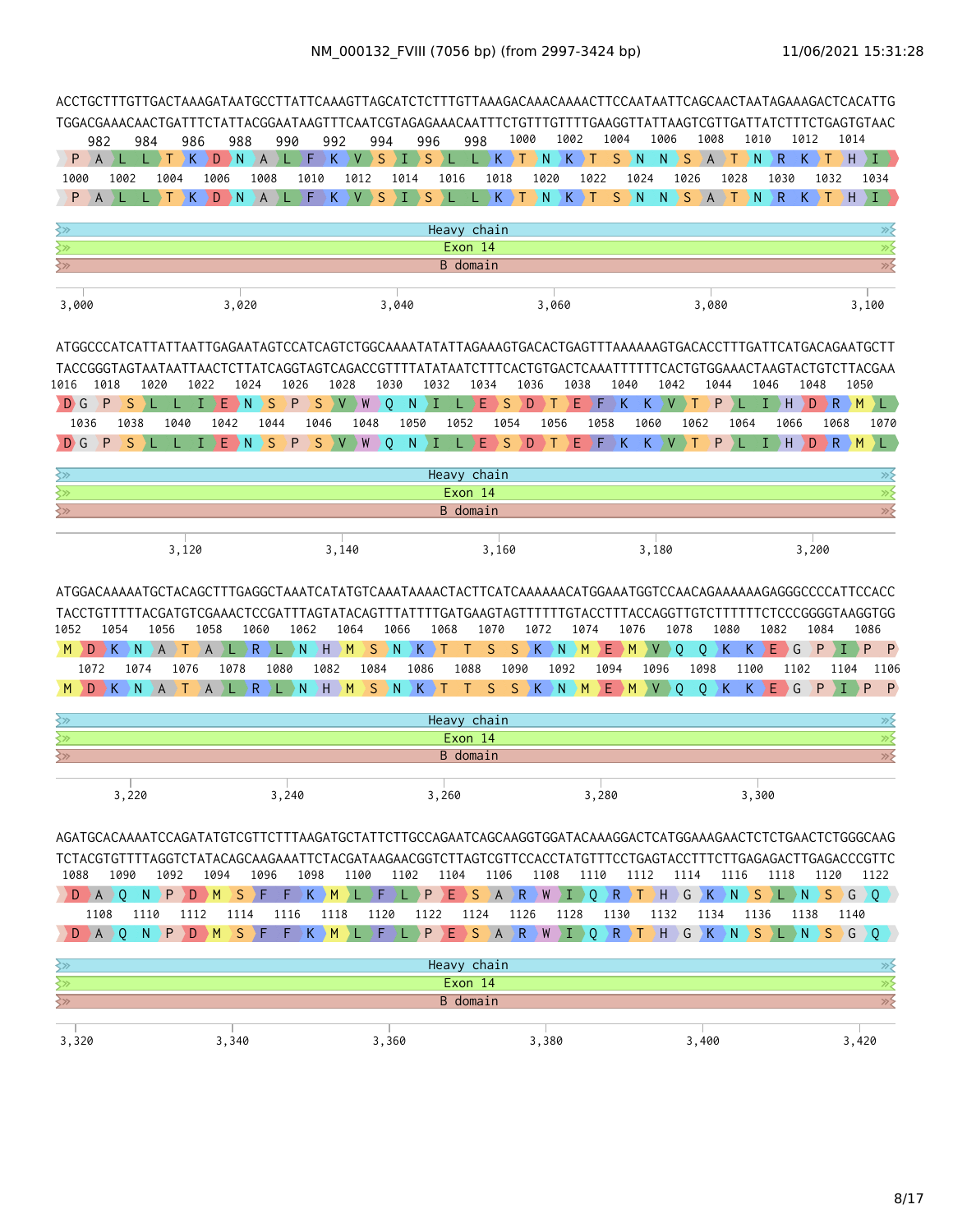```
ACCTGCTTTGTTGACTAAAGATAATGCCTTATTCAAAGTTAGCATCTCTTTGTTAAAGACAAACAAAACTTCCAATAATTCAGCAACTAATAGAAAGACTCACATTG
TGGACGAAACAACTGATTTCTATTACGGAATAAGTTTCAATCGTAGAGAAACAATTTCTGTTTGTTTTGAAGGTTATTAAGTCGTTGATTATCTTTCTGAGTGTAAC
   982   984   986   988   990   992   994   996   998  1000  1002  1004  1006  1008  1010  1012  1014
 P  A  L  L  T  K  D  N  A  L  F  K  V  S  I  S  L  L  K  T  N  K  T  S  N  N  S  A  T  N  R  K  T  H  I
 1000  1002  1004  1006  1008  1010  1012  1014  1016  1018  1020  1022  1024  1026  1028  1030  1032  1034
 P  A  L  L  T  K  D  N  A  L  F  K  V  S  I  S  L  L  K  T  N  K  T  S  N  N  S  A  T  N  R  K  T  H  I
Heavy chain
Exon 14
B domain
3,000     3,020     3,040     3,060     3,080     3,100

ATGGCCCATCATTATTAATTGAGAATAGTCCATCAGTCTGGCAAAATATATTAGAAAGTGACACTGAGTTTAAAAAAGTGACACCTTTGATTCATGACAGAATGCTT
TACCGGGTAGTAATAATTAACTCTTATCAGGTAGTCAGACCGTTTTATATAATCTTTCACTGTGACTCAAATTTTTTCACTGTGGAAACTAAGTACTGTCTTACGAA
1016  1018  1020  1022  1024  1026  1028  1030  1032  1034  1036  1038  1040  1042  1044  1046  1048  1050
 D  G  P  S  L  L  I  E  N  S  P  S  V  W  Q  N  I  L  E  S  D  T  E  F  K  K  V  T  P  L  I  H  D  R  M  L
 1036  1038  1040  1042  1044  1046  1048  1050  1052  1054  1056  1058  1060  1062  1064  1066  1068  1070
 D  G  P  S  L  L  I  E  N  S  P  S  V  W  Q  N  I  L  E  S  D  T  E  F  K  K  V  T  P  L  I  H  D  R  M  L
Heavy chain
Exon 14
B domain
3,120     3,140     3,160     3,180     3,200

ATGGACAAAAATGCTACAGCTTTGAGGCTAAATCATATGTCAAATAAAACTACTTCATCAAAAAACATGGAAATGGTCCAACAGAAAAAAGAGGGCCCCATTCCACC
TACCTGTTTTTACGATGTCGAAACTCCGATTTAGTATACAGTTTATTTTGATGAAGTAGTTTTTTGTACCTTTACCAGGTTGTCTTTTTTCTCCCGGGGTAAGGTGG
1052  1054  1056  1058  1060  1062  1064  1066  1068  1070  1072  1074  1076  1078  1080  1082  1084  1086
 M  D  K  N  A  T  A  L  R  L  N  H  M  S  N  K  T  T  S  S  K  N  M  E  M  V  Q  Q  K  K  E  G  P  I  P  P
 1072  1074  1076  1078  1080  1082  1084  1086  1088  1090  1092  1094  1096  1098  1100  1102  1104  1106
 M  D  K  N  A  T  A  L  R  L  N  H  M  S  N  K  T  T  S  S  K  N  M  E  M  V  Q  Q  K  K  E  G  P  I  P  P
Heavy chain
Exon 14
B domain
3,220     3,240     3,260     3,280     3,300

AGATGCACAAAATCCAGATATGTCGTTCTTTAAGATGCTATTCTTGCCAGAATCAGCAAGGTGGATACAAAGGACTCATGGAAAGAACTCTCTGAACTCTGGGCAAG
TCTACGTGTTTTAGGTCTATACAGCAAGAAATTCTACGATAAGAACGGTCTTAGTCGTTCCACCTATGTTTCCTGAGTACCTTTCTTGAGAGACTTGAGACCCGTTC
1088  1090  1092  1094  1096  1098  1100  1102  1104  1106  1108  1110  1112  1114  1116  1118  1120  1122
 D  A  Q  N  P  D  M  S  F  F  K  M  L  F  L  P  E  S  A  R  W  I  Q  R  T  H  G  K  N  S  L  N  S  G  Q
 1108  1110  1112  1114  1116  1118  1120  1122  1124  1126  1128  1130  1132  1134  1136  1138  1140
 D  A  Q  N  P  D  M  S  F  F  K  M  L  F  L  P  E  S  A  R  W  I  Q  R  T  H  G  K  N  S  L  N  S  G  Q
Heavy chain
Exon 14
B domain
3,320     3,340     3,360     3,380     3,400     3,420
```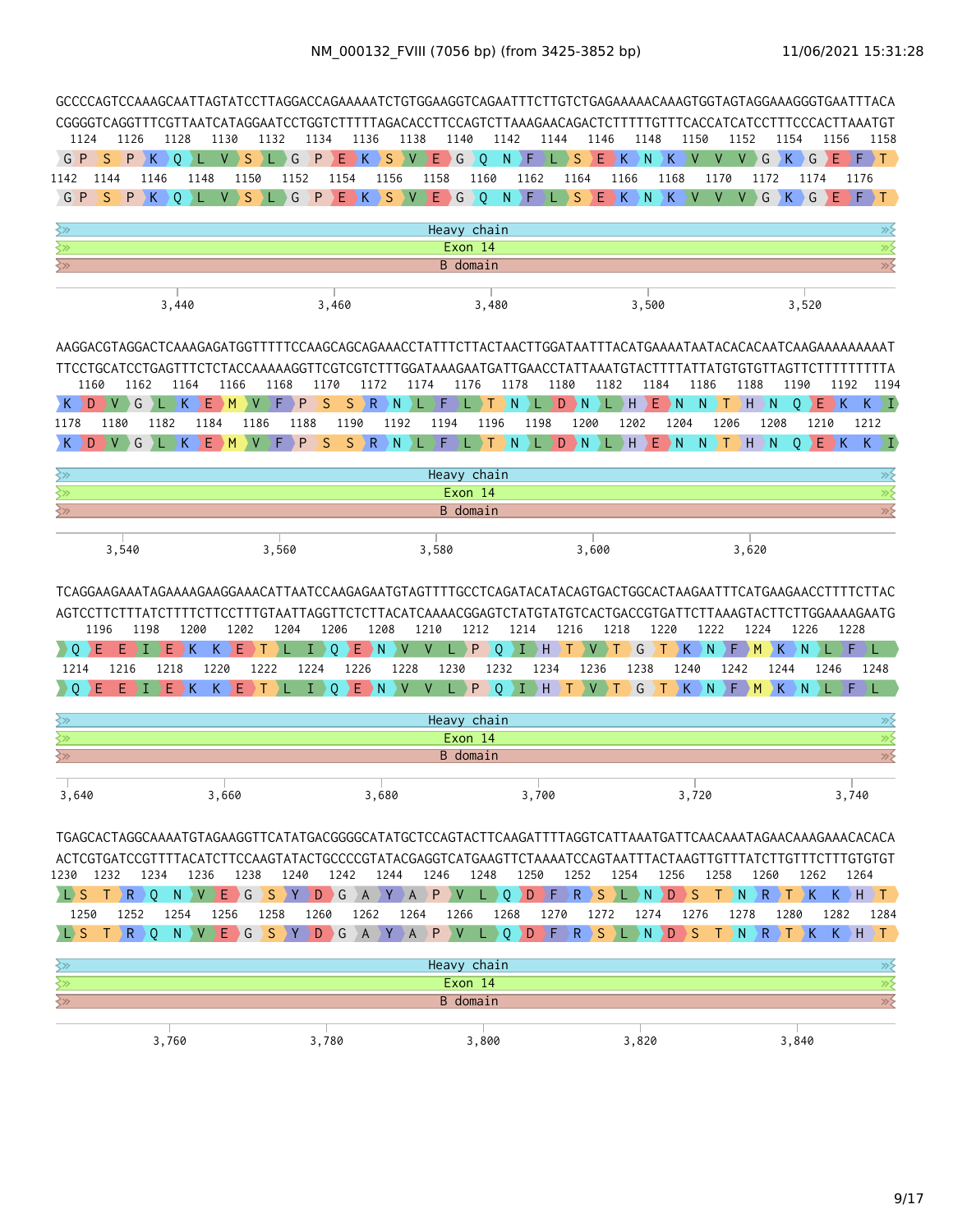NM_000132_FVIII (7056 bp) (from 3425-3852 bp)

11/06/2021 15:31:28

```
GCCCCAGTCCAAAGCAATTAGTATCCTTAGGACCAGAAAAATCTGTGGAAGGTCAGAATTTCTTGTCTGAGAAAAACAAAGTGGTAGTAGGAAAGGGTGAATTTACA
CGGGGTCAGGTTTCGTTAATCATAGGAATCCTGGTCTTTTTAGACACCTTCCAGTCTTAAAGAACAGACTCTTTTTGTTTCACCATCATCCTTTCCCACTTAAATGT
 1124  1126  1128  1130  1132  1134  1136  1138  1140  1142  1144  1146  1148  1150  1152  1154  1156  1158
 G P S P K Q L V S L G P E K S V E G Q N F L S E K N K V V V G K G E F T
1142  1144  1146  1148  1150  1152  1154  1156  1158  1160  1162  1164  1166  1168  1170  1172  1174  1176
 G P S P K Q L V S L G P E K S V E G Q N F L S E K N K V V V G K G E F T
                                   Heavy chain
                                   Exon 14
                                   B domain
       3,440               3,460               3,480               3,500               3,520

AAGGACGTAGGACTCAAAGAGATGGTTTTTCCAAGCAGCAGAAACCTATTTCTTACTAACTTGGATAATTTACATGAAAATAATACACACAATCAAGAAAAAAAAAT
TTCCTGCATCCTGAGTTTCTCTACCAAAAAGGTTCGTCGTCTTTGGATAAAGAATGATTGAACCTATTAAATGTACTTTTATTATGTGTGTTAGTTCTTTTTTTTTA
 1160  1162  1164  1166  1168  1170  1172  1174  1176  1178  1180  1182  1184  1186  1188  1190  1192  1194
 K D V G L K E M V F P S S R N L F L T N L D N L H E N N T H N Q E K K I
1178  1180  1182  1184  1186  1188  1190  1192  1194  1196  1198  1200  1202  1204  1206  1208  1210  1212
 K D V G L K E M V F P S S R N L F L T N L D N L H E N N T H N Q E K K I
                                   Heavy chain
                                   Exon 14
                                   B domain
     3,540               3,560               3,580               3,600               3,620

TCAGGAAGAAATAGAAAAGAAGGAAACATTAATCCAAGAGAATGTAGTTTTGCCTCAGATACATACAGTGACTGGCACTAAGAATTTCATGAAGAACCTTTTCTTAC
AGTCCTTCTTTATCTTTTCTTCCTTTGTAATTAGGTTCTCTTACATCAAAACGGAGTCTATGTATGTCACTGACCGTGATTCTTAAAGTACTTCTTGGAAAAGAATG
 1196  1198  1200  1202  1204  1206  1208  1210  1212  1214  1216  1218  1220  1222  1224  1226  1228
 Q E E I E K K E T L I Q E N V V L P Q I H T V T G T K N F M K N L F L
1214  1216  1218  1220  1222  1224  1226  1228  1230  1232  1234  1236  1238  1240  1242  1244  1246  1248
 Q E E I E K K E T L I Q E N V V L P Q I H T V T G T K N F M K N L F L
                                   Heavy chain
                                   Exon 14
                                   B domain
 3,640               3,660               3,680               3,700               3,720               3,740

TGAGCACTAGGCAAAATGTAGAAGGTTCATATGACGGGGCATATGCTCCAGTACTTCAAGATTTTAGGTCATTAAATGATTCAACAAATAGAACAAAGAAACACACA
ACTCGTGATCCGTTTTACATCTTCCAAGTATACTGCCCCGTATACGAGGTCATGAAGTTCTAAAATCCAGTAATTTACTAAGTTGTTTATCTTGTTTCTTTGTGTGT
1230  1232  1234  1236  1238  1240  1242  1244  1246  1248  1250  1252  1254  1256  1258  1260  1262  1264
 L S T R Q N V E G S Y D G A Y A P V L Q D F R S L N D S T N R T K K H T
 1250  1252  1254  1256  1258  1260  1262  1264  1266  1268  1270  1272  1274  1276  1278  1280  1282  1284
 L S T R Q N V E G S Y D G A Y A P V L Q D F R S L N D S T N R T K K H T
                                   Heavy chain
                                   Exon 14
                                   B domain
       3,760               3,780               3,800               3,820               3,840
```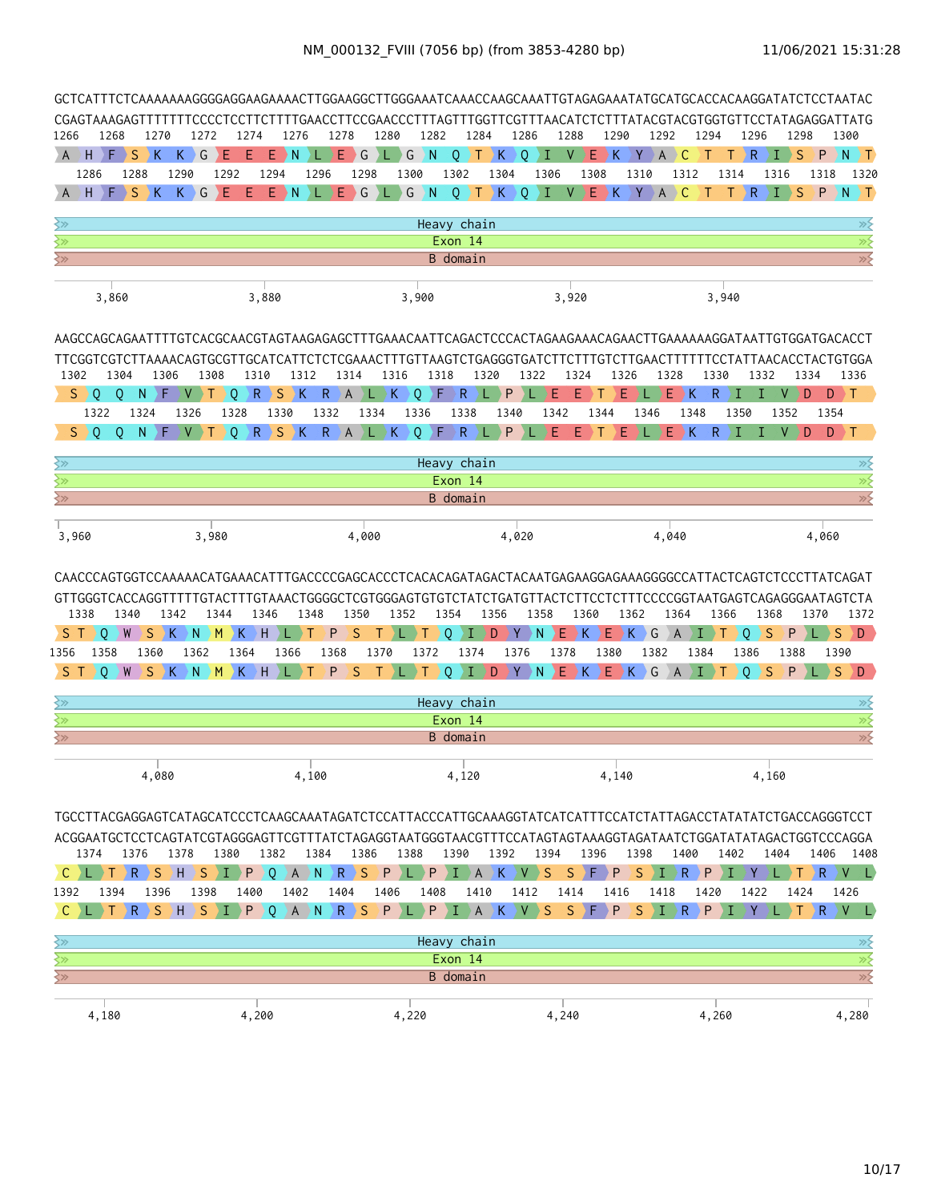NM_000132_FVIII (7056 bp) (from 3853-4280 bp)

11/06/2021 15:31:28

```
GCTCATTTCTCAAAAAAAGGGGAGGAAGAAAACTTGGAAGGCTTGGGAAATCAAACCAAGCAAATTGTAGAGAAATATGCATGCACCACAAGGATATCTCCTAATAC
CGAGTAAAGAGTTTTTTTCCCCTCCTTCTTTTGAACCTTCCGAACCCTTTAGTTTGGTTCGTTTAACATCTCTTTATACGTACGTGGTGTTCCTATAGAGGATTATG
1266    1268    1270    1272    1274    1276    1278    1280    1282    1284    1286    1288    1290    1292    1294    1296    1298    1300
 A  H  F  S  K  K  G  E  E  E  N  L  E  G  L  G  N  Q  T  K  Q  I  V  E  K  Y  A  C  T  T  R  I  S  P  N  T
   1286    1288    1290    1292    1294    1296    1298    1300    1302    1304    1306    1308    1310    1312    1314    1316    1318    1320
 A  H  F  S  K  K  G  E  E  E  N  L  E  G  L  G  N  Q  T  K  Q  I  V  E  K  Y  A  C  T  T  R  I  S  P  N  T
Heavy chain
Exon 14
B domain
    3,860          3,880          3,900          3,920          3,940

AAGCCAGCAGAATTTTGTCACGCAACGTAGTAAGAGAGCTTTGAAACAATTCAGACTCCCACTAGAAGAAACAGAACTTGAAAAAAGGATAATTGTGGATGACACCT
TTCGGTCGTCTTAAAACAGTGCGTTGCATCATTCTCTCGAAACTTTGTTAAGTCTGAGGGTGATCTTCTTTGTCTTGAACTTTTTTCCTATTAACACCTACTGTGGA
1302    1304    1306    1308    1310    1312    1314    1316    1318    1320    1322    1324    1326    1328    1330    1332    1334    1336
 S  Q  Q  N  F  V  T  Q  R  S  K  R  A  L  K  Q  F  R  L  P  L  E  E  T  E  L  E  K  R  I  I  V  D  D  T
   1322    1324    1326    1328    1330    1332    1334    1336    1338    1340    1342    1344    1346    1348    1350    1352    1354
 S  Q  Q  N  F  V  T  Q  R  S  K  R  A  L  K  Q  F  R  L  P  L  E  E  T  E  L  E  K  R  I  I  V  D  D  T
Heavy chain
Exon 14
B domain
3,960          3,980          4,000          4,020          4,040          4,060

CAACCCAGTGGTCCAAAAACATGAAACATTTGACCCCGAGCACCCTCACACAGATAGACTACAATGAGAAGGAGAAAGGGGCCATTACTCAGTCTCCCTTATCAGAT
GTTGGGTCACCAGGTTTTTGTACTTTGTAAACTGGGGCTCGTGGGAGTGTGTCTATCTGATGTTACTCTTCCTCTTTCCCCGGTAATGAGTCAGAGGGAATAGTCTA
1338    1340    1342    1344    1346    1348    1350    1352    1354    1356    1358    1360    1362    1364    1366    1368    1370    1372
 S  T  Q  W  S  K  N  M  K  H  L  T  P  S  T  L  T  Q  I  D  Y  N  E  K  E  K  G  A  I  T  Q  S  P  L  S  D
1356    1358    1360    1362    1364    1366    1368    1370    1372    1374    1376    1378    1380    1382    1384    1386    1388    1390
 S  T  Q  W  S  K  N  M  K  H  L  T  P  S  T  L  T  Q  I  D  Y  N  E  K  E  K  G  A  I  T  Q  S  P  L  S  D
Heavy chain
Exon 14
B domain
      4,080          4,100          4,120          4,140          4,160

TGCCTTACGAGGAGTCATAGCATCCCTCAAGCAAATAGATCTCCATTACCCATTGCAAAGGTATCATCATTTCCATCTATTAGACCTATATATCTGACCAGGGTCCT
ACGGAATGCTCCTCAGTATCGTAGGGAGTTCGTTTATCTAGAGGTAATGGGTAACGTTTCCATAGTAGTAAAGGTAGATAATCTGGATATATAGACTGGTCCCAGGA
   1374    1376    1378    1380    1382    1384    1386    1388    1390    1392    1394    1396    1398    1400    1402    1404    1406    1408
 C  L  T  R  S  H  S  I  P  Q  A  N  R  S  P  L  P  I  A  K  V  S  S  F  P  S  I  R  P  I  Y  L  T  R  V  L
1392    1394    1396    1398    1400    1402    1404    1406    1408    1410    1412    1414    1416    1418    1420    1422    1424    1426
 C  L  T  R  S  H  S  I  P  Q  A  N  R  S  P  L  P  I  A  K  V  S  S  F  P  S  I  R  P  I  Y  L  T  R  V  L
Heavy chain
Exon 14
B domain
  4,180          4,200          4,220          4,240          4,260          4,280
```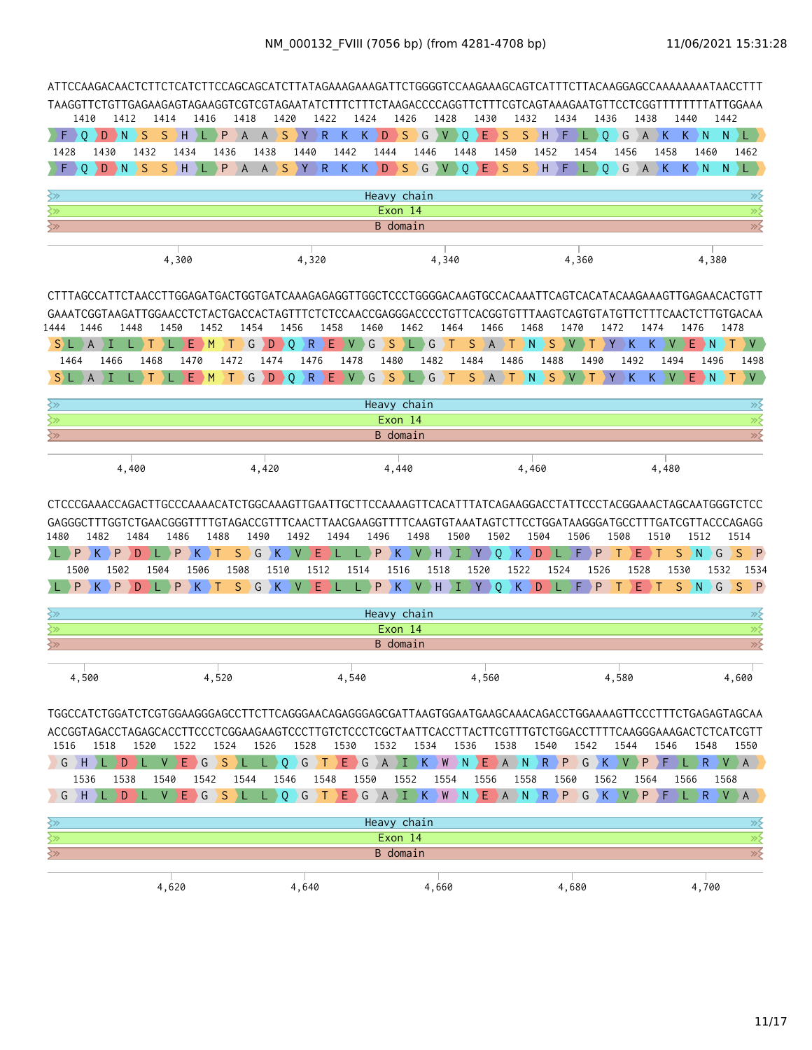NM_000132_FVIII (7056 bp) (from 4281-4708 bp)

11/06/2021 15:31:28

```
ATTCCAAGACAACTCTTCTCATCTTCCAGCAGCATCTTATAGAAAGAAAGATTCTGGGGTCCAAGAAAGCAGTCATTTCTTACAAGGAGCCAAAAAAAATAACCTTT
TAAGGTTCTGTTGAGAAGAGTAGAAGGTCGTCGTAGAATATCTTTCTTTCTAAGACCCCAGGTTCTTTCGTCAGTAAAGAATGTTCCTCGGTTTTTTTTATTGGAAA
   1410    1412    1414    1416    1418    1420    1422    1424    1426    1428    1430    1432    1434    1436    1438    1440    1442
 F  Q  D  N  S  S  H  L  P  A  A  S  Y  R  K  K  D  S  G  V  Q  E  S  S  H  F  L  Q  G  A  K  K  N  N  L
   1428    1430    1432    1434    1436    1438    1440    1442    1444    1446    1448    1450    1452    1454    1456    1458    1460    1462
 F  Q  D  N  S  S  H  L  P  A  A  S  Y  R  K  K  D  S  G  V  Q  E  S  S  H  F  L  Q  G  A  K  K  N  N  L
Heavy chain
Exon 14
B domain
        4,300          4,320          4,340          4,360          4,380

CTTTAGCCATTCTAACCTTGGAGATGACTGGTGATCAAAGAGAGGTTGGCTCCCTGGGGACAAGTGCCACAAATTCAGTCACATACAAGAAAGTTGAGAACACTGTT
GAAATCGGTAAGATTGGAACCTCTACTGACCACTAGTTTCTCTCCAACCGAGGGACCCCTGTTCACGGTGTTTAAGTCAGTGTATGTTCTTTCAACTCTTGTGACAA
1444    1446    1448    1450    1452    1454    1456    1458    1460    1462    1464    1466    1468    1470    1472    1474    1476    1478
 S  L  A  I  L  T  L  E  M  T  G  D  Q  R  E  V  G  S  L  G  T  S  A  T  N  S  V  T  Y  K  K  V  E  N  T  V
  1464    1466    1468    1470    1472    1474    1476    1478    1480    1482    1484    1486    1488    1490    1492    1494    1496    1498
 S  L  A  I  L  T  L  E  M  T  G  D  Q  R  E  V  G  S  L  G  T  S  A  T  N  S  V  T  Y  K  K  V  E  N  T  V
Heavy chain
Exon 14
B domain
      4,400          4,420          4,440          4,460          4,480

CTCCCGAAACCAGACTTGCCCAAAACATCTGGCAAAGTTGAATTGCTTCCAAAAGTTCACATTTATCAGAAGGACCTATTCCCTACGGAAACTAGCAATGGGTCTCC
GAGGGCTTTGGTCTGAACGGGTTTTGTAGACCGTTTCAACTTAACGAAGGTTTTCAAGTGTAAATAGTCTTCCTGGATAAGGGATGCCTTTGATCGTTACCCAGAGG
1480    1482    1484    1486    1488    1490    1492    1494    1496    1498    1500    1502    1504    1506    1508    1510    1512    1514
 L  P  K  P  D  L  P  K  T  S  G  K  V  E  L  L  P  K  V  H  I  Y  Q  K  D  L  F  P  T  E  T  S  N  G  S  P
  1500    1502    1504    1506    1508    1510    1512    1514    1516    1518    1520    1522    1524    1526    1528    1530    1532    1534
 L  P  K  P  D  L  P  K  T  S  G  K  V  E  L  L  P  K  V  H  I  Y  Q  K  D  L  F  P  T  E  T  S  N  G  S  P
Heavy chain
Exon 14
B domain
   4,500          4,520          4,540          4,560          4,580          4,600

TGGCCATCTGGATCTCGTGGAAGGGAGCCTTCTTCAGGGAACAGAGGGAGCGATTAAGTGGAATGAAGCAAACAGACCTGGAAAAGTTCCCTTTCTGAGAGTAGCAA
ACCGGTAGACCTAGAGCACCTTCCCTCGGAAGAAGTCCCTTGTCTCCCTCGCTAATTCACCTTACTTCGTTTGTCTGGACCTTTTCAAGGGAAAGACTCTCATCGTT
1516    1518    1520    1522    1524    1526    1528    1530    1532    1534    1536    1538    1540    1542    1544    1546    1548    1550
 G  H  L  D  L  V  E  G  S  L  L  Q  G  T  E  G  A  I  K  W  N  E  A  N  R  P  G  K  V  P  F  L  R  V  A
   1536    1538    1540    1542    1544    1546    1548    1550    1552    1554    1556    1558    1560    1562    1564    1566    1568
 G  H  L  D  L  V  E  G  S  L  L  Q  G  T  E  G  A  I  K  W  N  E  A  N  R  P  G  K  V  P  F  L  R  V  A
Heavy chain
Exon 14
B domain
        4,620          4,640          4,660          4,680          4,700
```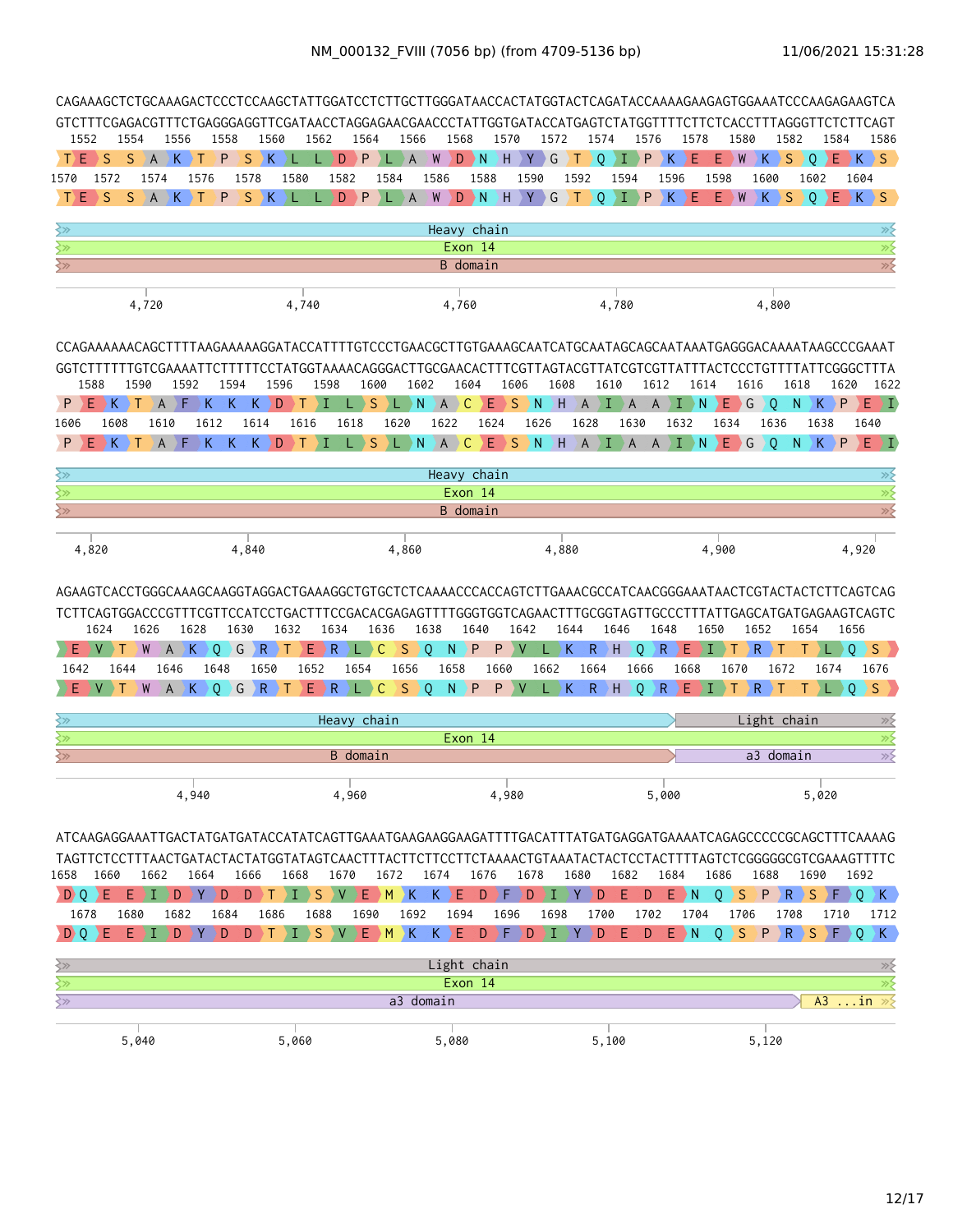NM_000132_FVIII (7056 bp) (from 4709-5136 bp)

```
CAGAAAGCTCTGCAAAGACTCCCTCCAAGCTATTGGATCCTCTTGCTTGGGATAACCACTATGGTACTCAGATACCAAAAGAAGAGTGGAAATCCCAAGAGAAGTCA
GTCTTTCGAGACGTTTCTGAGGGAGGTTCGATAACCTAGGAGAACGAACCCTATTGGTGATACCATGAGTCTATGGTTTTCTTCTCACCTTTAGGGTTCTCTTCAGT
  1552  1554  1556  1558  1560  1562  1564  1566  1568  1570  1572  1574  1576  1578  1580  1582  1584  1586
 T  E  S  S  A  K  T  P  S  K  L  L  D  P  L  A  W  D  N  H  Y  G  T  Q  I  P  K  E  E  W  K  S  Q  E  K  S
1570  1572  1574  1576  1578  1580  1582  1584  1586  1588  1590  1592  1594  1596  1598  1600  1602  1604
 T  E  S  S  A  K  T  P  S  K  L  L  D  P  L  A  W  D  N  H  Y  G  T  Q  I  P  K  E  E  W  K  S  Q  E  K  S
```

Heavy chain | Exon 14 | B domain

4,720 · 4,740 · 4,760 · 4,780 · 4,800

```
CCAGAAAAAACAGCTTTTAAGAAAAAGGATACCATTTTGTCCCTGAACGCTTGTGAAAGCAATCATGCAATAGCAGCAATAAATGAGGGACAAAATAAGCCCGAAAT
GGTCTTTTTTGTCGAAAATTCTTTTTCCTATGGTAAAACAGGGACTTGCGAACACTTTCGTTAGTACGTTATCGTCGTTATTTACTCCCTGTTTTATTCGGGCTTTA
  1588  1590  1592  1594  1596  1598  1600  1602  1604  1606  1608  1610  1612  1614  1616  1618  1620  1622
 P  E  K  T  A  F  K  K  K  D  T  I  L  S  L  N  A  C  E  S  N  H  A  I  A  A  I  N  E  G  Q  N  K  P  E  I
1606  1608  1610  1612  1614  1616  1618  1620  1622  1624  1626  1628  1630  1632  1634  1636  1638  1640
 P  E  K  T  A  F  K  K  K  D  T  I  L  S  L  N  A  C  E  S  N  H  A  I  A  A  I  N  E  G  Q  N  K  P  E  I
```

Heavy chain | Exon 14 | B domain

4,820 · 4,840 · 4,860 · 4,880 · 4,900 · 4,920

```
AGAAGTCACCTGGGCAAAGCAAGGTAGGACTGAAAGGCTGTGCTCTCAAAACCCACCAGTCTTGAAACGCCATCAACGGGAAATAACTCGTACTACTCTTCAGTCAG
TCTTCAGTGGACCCGTTTCGTTCCATCCTGACTTTCCGACACGAGAGTTTTGGGTGGTCAGAACTTTGCGGTAGTTGCCCTTTATTGAGCATGATGAGAAGTCAGTC
  1624  1626  1628  1630  1632  1634  1636  1638  1640  1642  1644  1646  1648  1650  1652  1654  1656
 E  V  T  W  A  K  Q  G  R  T  E  R  L  C  S  Q  N  P  P  V  L  K  R  H  Q  R  E  I  T  R  T  T  L  Q  S
1642  1644  1646  1648  1650  1652  1654  1656  1658  1660  1662  1664  1666  1668  1670  1672  1674  1676
 E  V  T  W  A  K  Q  G  R  T  E  R  L  C  S  Q  N  P  P  V  L  K  R  H  Q  R  E  I  T  R  T  T  L  Q  S
```

Heavy chain → Light chain | Exon 14 | B domain → a3 domain

4,940 · 4,960 · 4,980 · 5,000 · 5,020

```
ATCAAGAGGAAATTGACTATGATGATACCATATCAGTTGAAATGAAGAAGGAAGATTTTGACATTTATGATGAGGATGAAAATCAGAGCCCCCGCAGCTTTCAAAAG
TAGTTCTCCTTTAACTGATACTACTATGGTATAGTCAACTTTACTTCTTCCTTCTAAAACTGTAAATACTACTCCTACTTTTAGTCTCGGGGGCGTCGAAAGTTTTC
1658  1660  1662  1664  1666  1668  1670  1672  1674  1676  1678  1680  1682  1684  1686  1688  1690  1692
 D  Q  E  E  I  D  Y  D  D  T  I  S  V  E  M  K  K  E  D  F  D  I  Y  D  E  D  E  N  Q  S  P  R  S  F  Q  K
  1678  1680  1682  1684  1686  1688  1690  1692  1694  1696  1698  1700  1702  1704  1706  1708  1710  1712
 D  Q  E  E  I  D  Y  D  D  T  I  S  V  E  M  K  K  E  D  F  D  I  Y  D  E  D  E  N  Q  S  P  R  S  F  Q  K
```

Light chain | Exon 14 | a3 domain → A3 ...in

5,040 · 5,060 · 5,080 · 5,100 · 5,120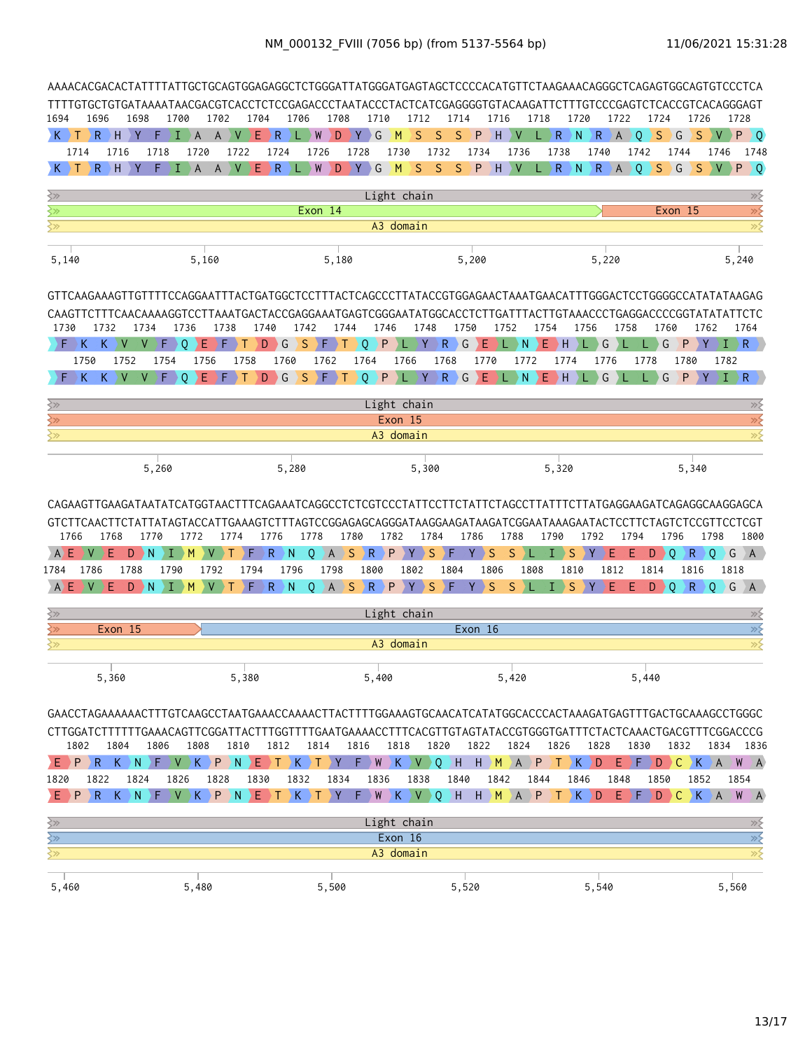NM_000132_FVIII (7056 bp) (from 5137-5564 bp)

11/06/2021 15:31:28

```
AAAACACGACACTATTTTATTGCTGCAGTGGAGAGGCTCTGGGATTATGGGATGAGTAGCTCCCCACATGTTCTAAGAAACAGGGCTCAGAGTGGCAGTGTCCCTCA
TTTTGTGCTGTGATAAAATAACGACGTCACCTCTCCGAGACCCTAATACCCTACTCATCGAGGGGTGTACAAGATTCTTTGTCCCGAGTCTCACCGTCACAGGGAGT
1694    1696    1698    1700    1702    1704    1706    1708    1710    1712    1714    1716    1718    1720    1722    1724    1726    1728
K  T  R  H  Y  F  I  A  A  V  E  R  L  W  D  Y  G  M  S  S  S  P  H  V  L  R  N  R  A  Q  S  G  S  V  P  Q
  1714    1716    1718    1720    1722    1724    1726    1728    1730    1732    1734    1736    1738    1740    1742    1744    1746    1748
K  T  R  H  Y  F  I  A  A  V  E  R  L  W  D  Y  G  M  S  S  S  P  H  V  L  R  N  R  A  Q  S  G  S  V  P  Q
```

Light chain | Exon 14 | Exon 15 | A3 domain

5,140    5,160    5,180    5,200    5,220    5,240

```
GTTCAAGAAAGTTGTTTTCCAGGAATTTACTGATGGCTCCTTTACTCAGCCCTTATACCGTGGAGAACTAAATGAACATTTGGGACTCCTGGGGCCATATATAAGAG
CAAGTTCTTTCAACAAAAGGTCCTTAAATGACTACCGAGGAAATGAGTCGGGAATATGGCACCTCTTGATTTACTTGTAAACCCTGAGGACCCCGGTATATATTCTC
1730    1732    1734    1736    1738    1740    1742    1744    1746    1748    1750    1752    1754    1756    1758    1760    1762    1764
F  K  K  V  V  F  Q  E  F  T  D  G  S  F  T  Q  P  L  Y  R  G  E  L  N  E  H  L  G  L  L  G  P  Y  I  R
  1750    1752    1754    1756    1758    1760    1762    1764    1766    1768    1770    1772    1774    1776    1778    1780    1782
F  K  K  V  V  F  Q  E  F  T  D  G  S  F  T  Q  P  L  Y  R  G  E  L  N  E  H  L  G  L  L  G  P  Y  I  R
```

Light chain | Exon 15 | A3 domain

5,260    5,280    5,300    5,320    5,340

```
CAGAAGTTGAAGATAATATCATGGTAACTTTCAGAAATCAGGCCTCTCGTCCCTATTCCTTCTATTCTAGCCTTATTTCTTATGAGGAAGATCAGAGGCAAGGAGCA
GTCTTCAACTTCTATTATAGTACCATTGAAAGTCTTTAGTCCGGAGAGCAGGGATAAGGAAGATAAGATCGGAATAAAGAATACTCCTTCTAGTCTCCGTTCCTCGT
1766    1768    1770    1772    1774    1776    1778    1780    1782    1784    1786    1788    1790    1792    1794    1796    1798    1800
A  E  V  E  D  N  I  M  V  T  F  R  N  Q  A  S  R  P  Y  S  F  Y  S  S  L  I  S  Y  E  E  D  Q  R  Q  G  A
1784    1786    1788    1790    1792    1794    1796    1798    1800    1802    1804    1806    1808    1810    1812    1814    1816    1818
A  E  V  E  D  N  I  M  V  T  F  R  N  Q  A  S  R  P  Y  S  F  Y  S  S  L  I  S  Y  E  E  D  Q  R  Q  G  A
```

Light chain | Exon 15 | Exon 16 | A3 domain

5,360    5,380    5,400    5,420    5,440

```
GAACCTAGAAAAAACTTTGTCAAGCCTAATGAAACCAAAACTTACTTTTGGAAAGTGCAACATCATATGGCACCCACTAAAGATGAGTTTGACTGCAAAGCCTGGGC
CTTGGATCTTTTTTGAAACAGTTCGGATTACTTTGGTTTTGAATGAAAACCTTTCACGTTGTAGTATACCGTGGGTGATTTCTACTCAAACTGACGTTTCGGACCCG
  1802    1804    1806    1808    1810    1812    1814    1816    1818    1820    1822    1824    1826    1828    1830    1832    1834    1836
E  P  R  K  N  F  V  K  P  N  E  T  K  T  Y  F  W  K  V  Q  H  H  M  A  P  T  K  D  E  F  D  C  K  A  W  A
1820    1822    1824    1826    1828    1830    1832    1834    1836    1838    1840    1842    1844    1846    1848    1850    1852    1854
E  P  R  K  N  F  V  K  P  N  E  T  K  T  Y  F  W  K  V  Q  H  H  M  A  P  T  K  D  E  F  D  C  K  A  W  A
```

Light chain | Exon 16 | A3 domain

5,460    5,480    5,500    5,520    5,540    5,560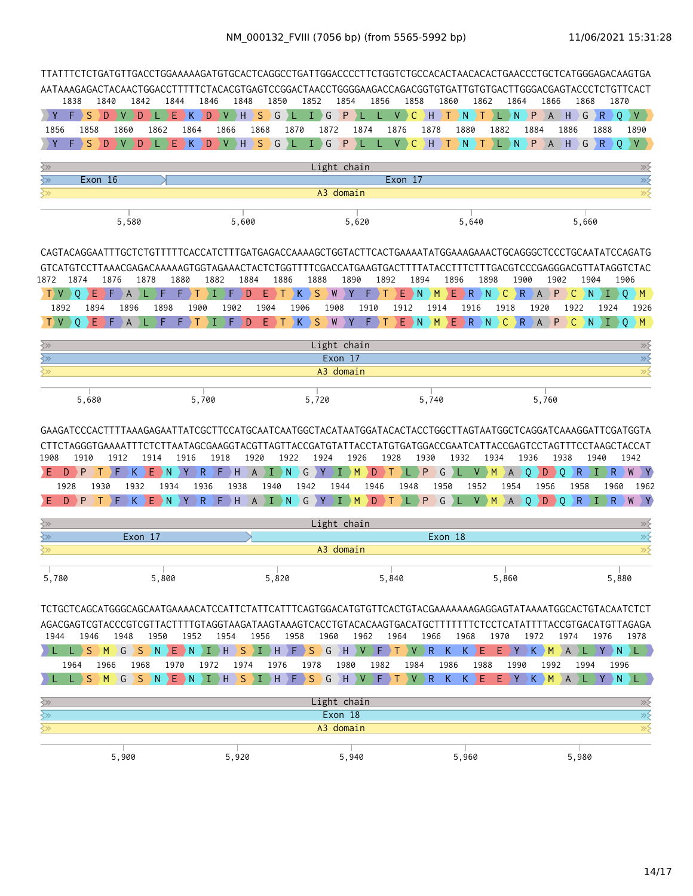NM_000132_FVIII (7056 bp) (from 5565-5992 bp)

11/06/2021 15:31:28

```
TTATTTCTCTGATGTTGACCTGGAAAAAGATGTGCACTCAGGCCTGATTGGACCCCTTCTGGTCTGCCACACTAACACACTGAACCCTGCTCATGGGAGACAAGTGA
AATAAAGAGACTACAACTGGACCTTTTTCTACACGTGAGTCCGGACTAACCTGGGGAAGACCAGACGGTGTGATTGTGTGACTTGGGACGAGTACCCTCTGTTCACT
 1838   1840   1842   1844   1846   1848   1850   1852   1854   1856   1858   1860   1862   1864   1866   1868   1870
 Y  F  S  D  V  D  L  E  K  D  V  H  S  G  L  I  G  P  L  L  V  C  H  T  N  T  L  N  P  A  H  G  R  Q  V
 1856   1858   1860   1862   1864   1866   1868   1870   1872   1874   1876   1878   1880   1882   1884   1886   1888   1890
 Y  F  S  D  V  D  L  E  K  D  V  H  S  G  L  I  G  P  L  L  V  C  H  T  N  T  L  N  P  A  H  G  R  Q  V

Light chain
Exon 16 | Exon 17
A3 domain

      5,580          5,600          5,620          5,640          5,660
```

```
CAGTACAGGAATTTGCTCTGTTTTTCACCATCTTTGATGAGACCAAAAGCTGGTACTTCACTGAAAATATGGAAAGAAACTGCAGGGCTCCCTGCAATATCCAGATG
GTCATGTCCTTAAACGAGACAAAAAGTGGTAGAAACTACTCTGGTTTTCGACCATGAAGTGACTTTTATACCTTTCTTTGACGTCCCGAGGGACGTTATAGGTCTAC
1872   1874   1876   1878   1880   1882   1884   1886   1888   1890   1892   1894   1896   1898   1900   1902   1904   1906
 T  V  Q  E  F  A  L  F  F  T  I  F  D  E  T  K  S  W  Y  F  T  E  N  M  E  R  N  C  R  A  P  C  N  I  Q  M
 1892   1894   1896   1898   1900   1902   1904   1906   1908   1910   1912   1914   1916   1918   1920   1922   1924   1926
 T  V  Q  E  F  A  L  F  F  T  I  F  D  E  T  K  S  W  Y  F  T  E  N  M  E  R  N  C  R  A  P  C  N  I  Q  M

Light chain
Exon 17
A3 domain

    5,680          5,700          5,720          5,740          5,760
```

```
GAAGATCCCACTTTTAAAGAGAATTATCGCTTCCATGCAATCAATGGCTACATAATGGATACACTACCTGGCTTAGTAATGGCTCAGGATCAAAGGATTCGATGGTA
CTTCTAGGGTGAAAATTTCTCTTAATAGCGAAGGTACGTTAGTTACCGATGTATTACCTATGTGATGGACCGAATCATTACCGAGTCCTAGTTTCCTAAGCTACCAT
1908   1910   1912   1914   1916   1918   1920   1922   1924   1926   1928   1930   1932   1934   1936   1938   1940   1942
 E  D  P  T  F  K  E  N  Y  R  F  H  A  I  N  G  Y  I  M  D  T  L  P  G  L  V  M  A  Q  D  Q  R  I  R  W  Y
 1928   1930   1932   1934   1936   1938   1940   1942   1944   1946   1948   1950   1952   1954   1956   1958   1960   1962
 E  D  P  T  F  K  E  N  Y  R  F  H  A  I  N  G  Y  I  M  D  T  L  P  G  L  V  M  A  Q  D  Q  R  I  R  W  Y

Light chain
Exon 17 | Exon 18
A3 domain

5,780          5,800          5,820          5,840          5,860          5,880
```

```
TCTGCTCAGCATGGGCAGCAATGAAAACATCCATTCTATTCATTTCAGTGGACATGTGTTCACTGTACGAAAAAAAGAGGAGTATAAAATGGCACTGTACAATCTCT
AGACGAGTCGTACCCGTCGTTACTTTTGTAGGTAAGATAAGTAAAGTCACCTGTACACAAGTGACATGCTTTTTTTCTCCTCATATTTTACCGTGACATGTTAGAGA
1944   1946   1948   1950   1952   1954   1956   1958   1960   1962   1964   1966   1968   1970   1972   1974   1976   1978
 L  L  S  M  G  S  N  E  N  I  H  S  I  H  F  S  G  H  V  F  T  V  R  K  K  E  E  Y  K  M  A  L  Y  N  L
 1964   1966   1968   1970   1972   1974   1976   1978   1980   1982   1984   1986   1988   1990   1992   1994   1996
 L  L  S  M  G  S  N  E  N  I  H  S  I  H  F  S  G  H  V  F  T  V  R  K  K  E  E  Y  K  M  A  L  Y  N  L

Light chain
Exon 18
A3 domain

      5,900          5,920          5,940          5,960          5,980
```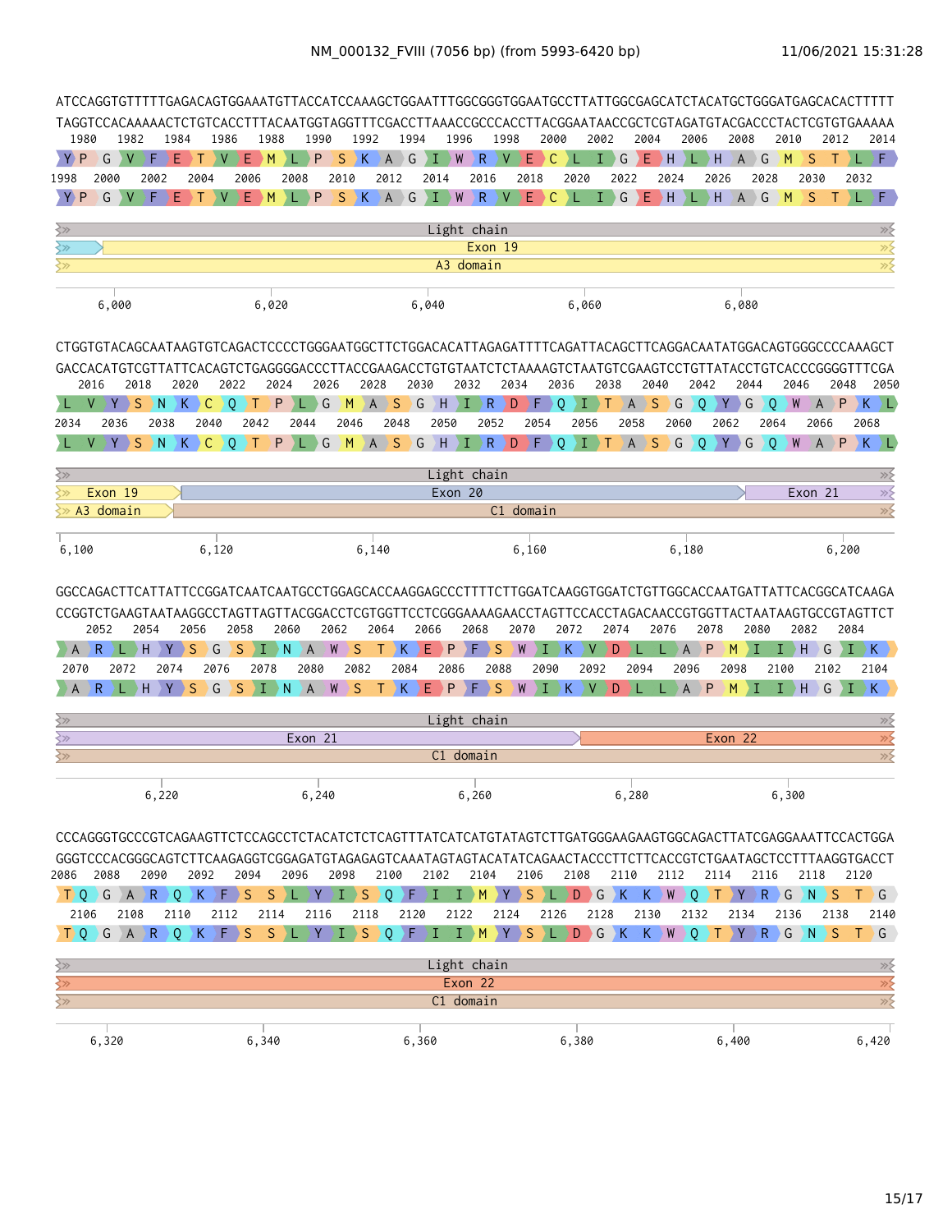NM_000132_FVIII (7056 bp) (from 5993-6420 bp)

11/06/2021 15:31:28

```
ATCCAGGTGTTTTTGAGACAGTGGAAATGTTACCATCCAAAGCTGGAATTTGGCGGGTGGAATGCCTTATTGGCGAGCATCTACATGCTGGGATGAGCACACTTTTT
TAGGTCCACAAAAACTCTGTCACCTTTACAATGGTAGGTTTCGACCTTAAACCGCCCACCTTACGGAATAACCGCTCGTAGATGTACGACCCTACTCGTGTGAAAAA
  1980   1982   1984   1986   1988   1990   1992   1994   1996   1998   2000   2002   2004   2006   2008   2010   2012   2014
 Y P  G  V  F  E  T  V  E  M  L  P  S  K  A  G  I  W  R  V  E  C  L  I  G  E  H  L  H  A  G  M  S  T  L  F
1998   2000   2002   2004   2006   2008   2010   2012   2014   2016   2018   2020   2022   2024   2026   2028   2030   2032
 Y P  G  V  F  E  T  V  E  M  L  P  S  K  A  G  I  W  R  V  E  C  L  I  G  E  H  L  H  A  G  M  S  T  L  F

Light chain
Exon 19
A3 domain

6,000        6,020        6,040        6,060        6,080

CTGGTGTACAGCAATAAGTGTCAGACTCCCCTGGGAATGGCTTCTGGACACATTAGAGATTTTCAGATTACAGCTTCAGGACAATATGGACAGTGGGCCCCAAAGCT
GACCACATGTCGTTATTCACAGTCTGAGGGGACCCTTACCGAAGACCTGTGTAATCTCTAAAAGTCTAATGTCGAAGTCCTGTTATACCTGTCACCCGGGGTTTCGA
  2016   2018   2020   2022   2024   2026   2028   2030   2032   2034   2036   2038   2040   2042   2044   2046   2048   2050
 L  V  Y  S  N  K  C  Q  T  P  L  G  M  A  S  G  H  I  R  D  F  Q  I  T  A  S  G  Q  Y  G  Q  W  A  P  K  L
2034   2036   2038   2040   2042   2044   2046   2048   2050   2052   2054   2056   2058   2060   2062   2064   2066   2068
 L  V  Y  S  N  K  C  Q  T  P  L  G  M  A  S  G  H  I  R  D  F  Q  I  T  A  S  G  Q  Y  G  Q  W  A  P  K  L

Light chain
Exon 19 | Exon 20 | Exon 21
A3 domain | C1 domain

6,100        6,120        6,140        6,160        6,180        6,200

GGCCAGACTTCATTATTCCGGATCAATCAATGCCTGGAGCACCAAGGAGCCCTTTTCTTGGATCAAGGTGGATCTGTTGGCACCAATGATTATTCACGGCATCAAGA
CCGGTCTGAAGTAATAAGGCCTAGTTAGTTACGGACCTCGTGGTTCCTCGGGAAAAGAACCTAGTTCCACCTAGACAACCGTGGTTACTAATAAGTGCCGTAGTTCT
  2052   2054   2056   2058   2060   2062   2064   2066   2068   2070   2072   2074   2076   2078   2080   2082   2084
 A  R  L  H  Y  S  G  S  I  N  A  W  S  T  K  E  P  F  S  W  I  K  V  D  L  L  A  P  M  I  I  H  G  I  K
2070   2072   2074   2076   2078   2080   2082   2084   2086   2088   2090   2092   2094   2096   2098   2100   2102   2104
 A  R  L  H  Y  S  G  S  I  N  A  W  S  T  K  E  P  F  S  W  I  K  V  D  L  L  A  P  M  I  I  H  G  I  K

Light chain
Exon 21 | Exon 22
C1 domain

6,220        6,240        6,260        6,280        6,300

CCCAGGGTGCCCGTCAGAAGTTCTCCAGCCTCTACATCTCTCAGTTTATCATCATGTATAGTCTTGATGGGAAGAAGTGGCAGACTTATCGAGGAAATTCCACTGGA
GGGTCCCACGGGCAGTCTTCAAGAGGTCGGAGATGTAGAGAGTCAAATAGTAGTACATATCAGAACTACCCTTCTTCACCGTCTGAATAGCTCCTTTAAGGTGACCT
2086   2088   2090   2092   2094   2096   2098   2100   2102   2104   2106   2108   2110   2112   2114   2116   2118   2120
 T Q  G  A  R  Q  K  F  S  S  L  Y  I  S  Q  F  I  I  M  Y  S  L  D  G  K  K  W  Q  T  Y  R  G  N  S  T  G
  2106   2108   2110   2112   2114   2116   2118   2120   2122   2124   2126   2128   2130   2132   2134   2136   2138   2140
 T Q  G  A  R  Q  K  F  S  S  L  Y  I  S  Q  F  I  I  M  Y  S  L  D  G  K  K  W  Q  T  Y  R  G  N  S  T  G

Light chain
Exon 22
C1 domain

6,320        6,340        6,360        6,380        6,400        6,420
```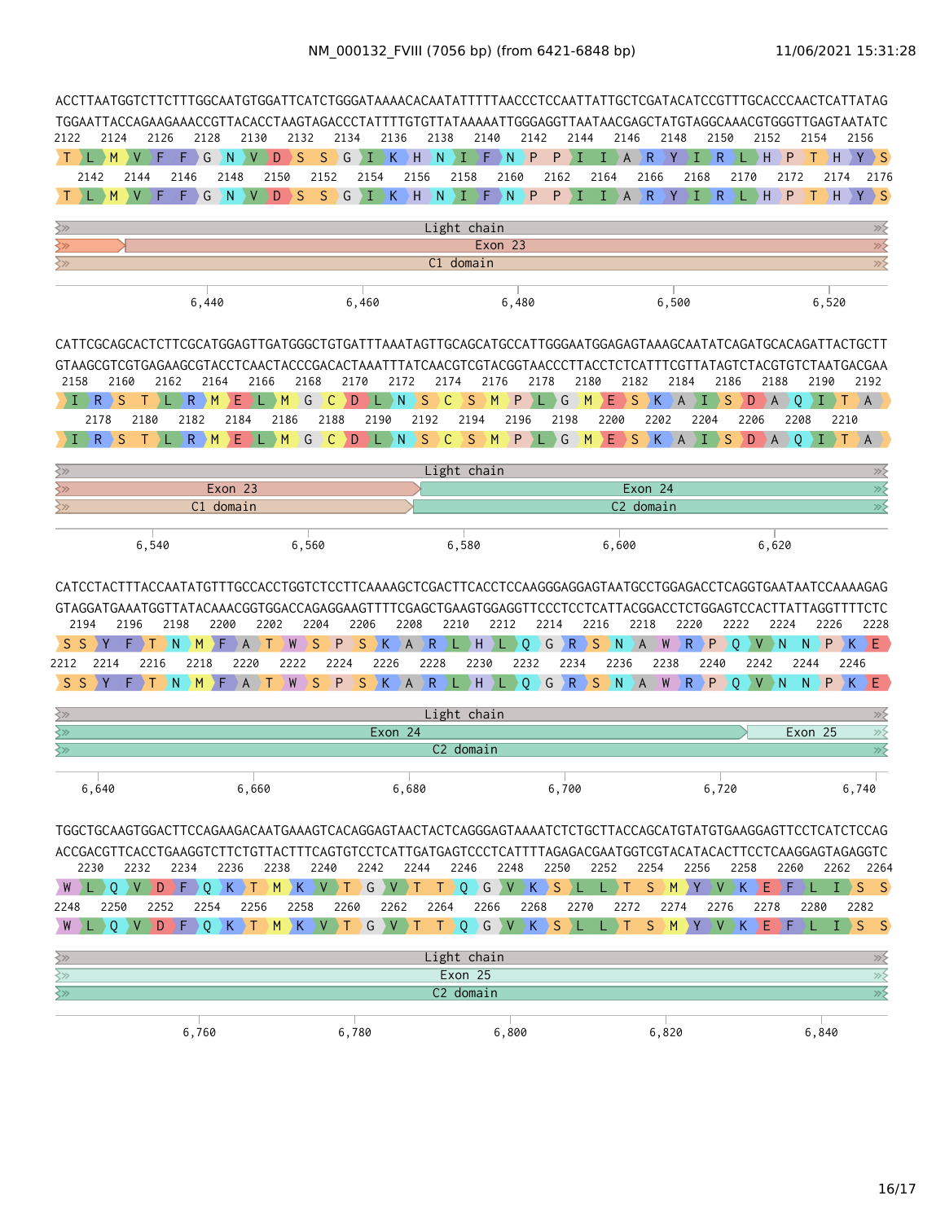ACCTTAATGGTCTTCTTTGGCAATGTGGATTCATCTGGGATAAAACACAATATTTTTAACCCTCCAATTATTGCTCGATACATCCGTTTGCACCCAACTCATTATAG
TGGAATTACCAGAAGAAACCGTTACACCTAAGTAGACCCTATTTTGTGTTATAAAAATTGGGAGGTTAATAACGAGCTATGTAGGCAAACGTGGGTTGAGTAATATC

2122 2124 2126 2128 2130 2132 2134 2136 2138 2140 2142 2144 2146 2148 2150 2152 2154 2156

T L M V F F G N V D S S G I K H N I F N P P I I A R Y I R L H P T H Y S

2142 2144 2146 2148 2150 2152 2154 2156 2158 2160 2162 2164 2166 2168 2170 2172 2174 2176

T L M V F F G N V D S S G I K H N I F N P P I I A R Y I R L H P T H Y S

Light chain
Exon 23
C1 domain

6,440 6,460 6,480 6,500 6,520

CATTCGCAGCACTCTTCGCATGGAGTTGATGGGCTGTGATTTAAATAGTTGCAGCATGCCATTGGGAATGGAGAGTAAAGCAATATCAGATGCACAGATTACTGCTT
GTAAGCGTCGTGAGAAGCGTACCTCAACTACCCGACACTAAATTTATCAACGTCGTACGGTAACCCTTACCTCTCATTTCGTTATAGTCTACGTGTCTAATGACGAA

2158 2160 2162 2164 2166 2168 2170 2172 2174 2176 2178 2180 2182 2184 2186 2188 2190 2192

I R S T L R M E L M G C D L N S C S M P L G M E S K A I S D A Q I T A

2178 2180 2182 2184 2186 2188 2190 2192 2194 2196 2198 2200 2202 2204 2206 2208 2210

I R S T L R M E L M G C D L N S C S M P L G M E S K A I S D A Q I T A

Light chain
Exon 23 | Exon 24
C1 domain | C2 domain

6,540 6,560 6,580 6,600 6,620

CATCCTACTTTACCAATATGTTTGCCACCTGGTCTCCTTCAAAAGCTCGACTTCACCTCCAAGGGAGGAGTAATGCCTGGAGACCTCAGGTGAATAATCCAAAAGAG
GTAGGATGAAATGGTTATACAAACGGTGGACCAGAGGAAGTTTTCGAGCTGAAGTGGAGGTTCCCTCCTCATTACGGACCTCTGGAGTCCACTTATTAGGTTTTCTC

2194 2196 2198 2200 2202 2204 2206 2208 2210 2212 2214 2216 2218 2220 2222 2224 2226 2228

S S Y F T N M F A T W S P S K A R L H L Q G R S N A W R P Q V N N P K E

2212 2214 2216 2218 2220 2222 2224 2226 2228 2230 2232 2234 2236 2238 2240 2242 2244 2246

S S Y F T N M F A T W S P S K A R L H L Q G R S N A W R P Q V N N P K E

Light chain
Exon 24 | Exon 25
C2 domain

6,640 6,660 6,680 6,700 6,720 6,740

TGGCTGCAAGTGGACTTCCAGAAGACAATGAAAGTCACAGGAGTAACTACTCAGGGAGTAAAATCTCTGCTTACCAGCATGTATGTGAAGGAGTTCCTCATCTCCAG
ACCGACGTTCACCTGAAGGTCTTCTGTTACTTTCAGTGTCCTCATTGATGAGTCCCTCATTTTAGAGACGAATGGTCGTACATACACTTCCTCAAGGAGTAGAGGTC

2230 2232 2234 2236 2238 2240 2242 2244 2246 2248 2250 2252 2254 2256 2258 2260 2262 2264

W L Q V D F Q K T M K V T G V T T Q G V K S L L T S M Y V K E F L I S S

2248 2250 2252 2254 2256 2258 2260 2262 2264 2266 2268 2270 2272 2274 2276 2278 2280 2282

W L Q V D F Q K T M K V T G V T T Q G V K S L L T S M Y V K E F L I S S

Light chain
Exon 25
C2 domain

6,760 6,780 6,800 6,820 6,840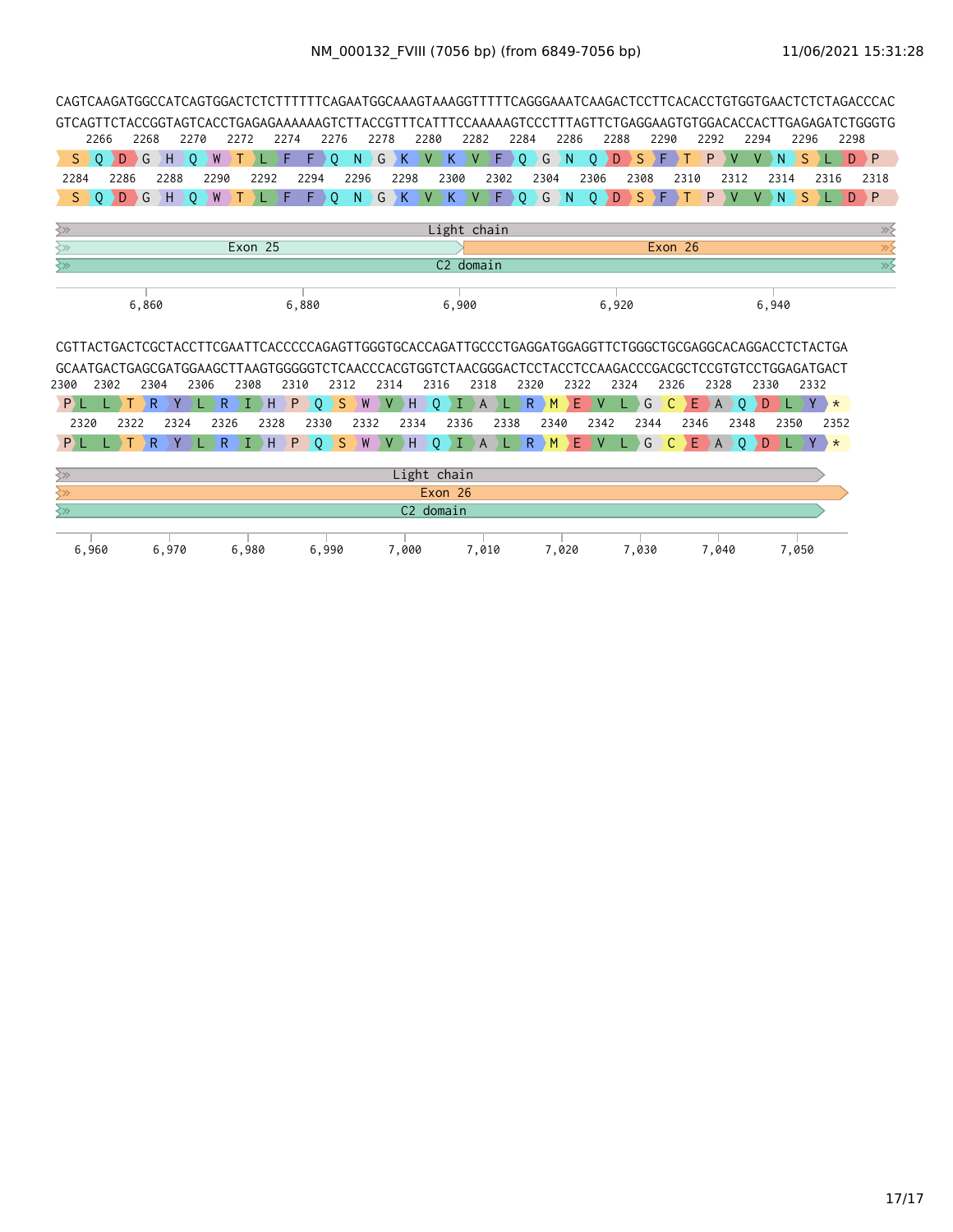NM_000132_FVIII (7056 bp) (from 6849-7056 bp)

11/06/2021 15:31:28

```
CAGTCAAGATGGCCATCAGTGGACTCTCTTTTTTCAGAATGGCAAAGTAAAGGTTTTTCAGGGAAATCAAGACTCCTTCACACCTGTGGTGAACTCTCTAGACCCAC
GTCAGTTCTACCGGTAGTCACCTGAGAGAAAAAAGTCTTACCGTTTCATTTCCAAAAAGTCCCTTTAGTTCTGAGGAAGTGTGGACACCACTTGAGAGATCTGGGTG
    2266   2268   2270   2272   2274   2276   2278   2280   2282   2284   2286   2288   2290   2292   2294   2296   2298
 S  Q  D  G  H  Q  W  T  L  F  F  Q  N  G  K  V  K  V  F  Q  G  N  Q  D  S  F  T  P  V  V  N  S  L  D  P
 2284   2286   2288   2290   2292   2294   2296   2298   2300   2302   2304   2306   2308   2310   2312   2314   2316   2318
 S  Q  D  G  H  Q  W  T  L  F  F  Q  N  G  K  V  K  V  F  Q  G  N  Q  D  S  F  T  P  V  V  N  S  L  D  P
```

Light chain

Exon 25 | Exon 26

C2 domain

6,860 6,880 6,900 6,920 6,940

```
CGTTACTGACTCGCTACCTTCGAATTCACCCCCAGAGTTGGGTGCACCAGATTGCCCTGAGGATGGAGGTTCTGGGCTGCGAGGCACAGGACCTCTACTGA
GCAATGACTGAGCGATGGAAGCTTAAGTGGGGGTCTCAACCCACGTGGTCTAACGGGACTCCTACCTCCAAGACCCGACGCTCCGTGTCCTGGAGATGACT
2300   2302   2304   2306   2308   2310   2312   2314   2316   2318   2320   2322   2324   2326   2328   2330   2332
 P  L  L  T  R  Y  L  R  I  H  P  Q  S  W  V  H  Q  I  A  L  R  M  E  V  L  G  C  E  A  Q  D  L  Y  *
  2320   2322   2324   2326   2328   2330   2332   2334   2336   2338   2340   2342   2344   2346   2348   2350   2352
 P  L  L  T  R  Y  L  R  I  H  P  Q  S  W  V  H  Q  I  A  L  R  M  E  V  L  G  C  E  A  Q  D  L  Y  *
```

Light chain

Exon 26

C2 domain

6,960 6,970 6,980 6,990 7,000 7,010 7,020 7,030 7,040 7,050